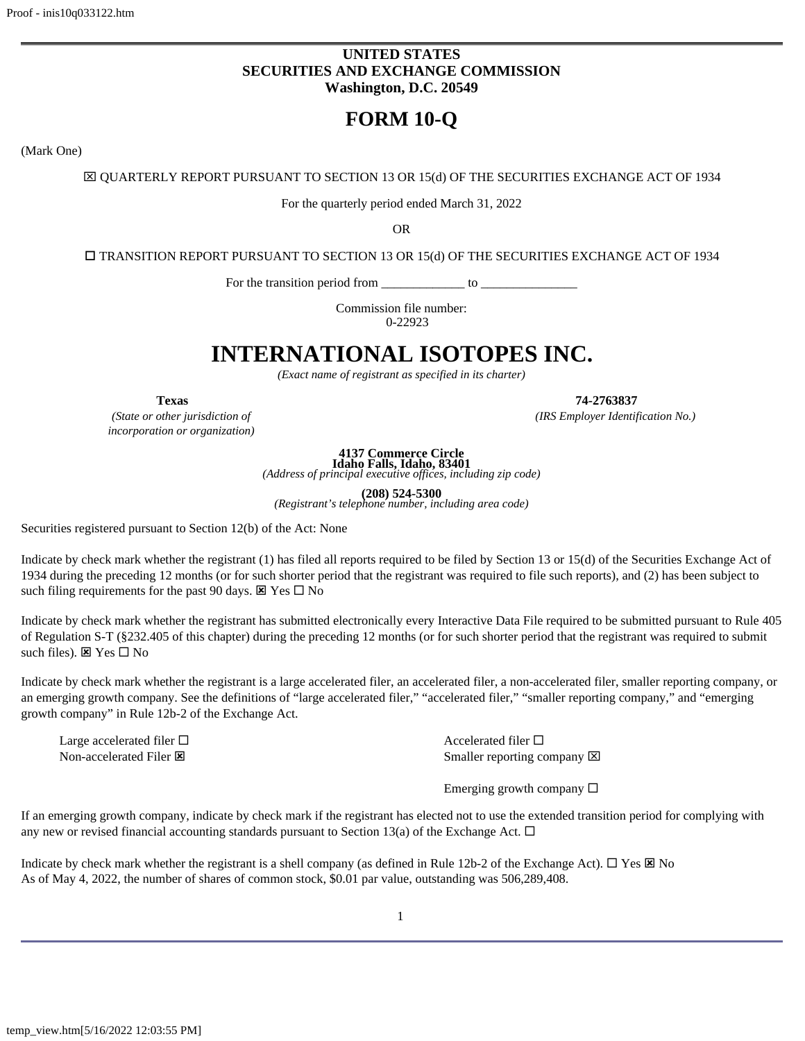**UNITED STATES**
**SECURITIES AND EXCHANGE COMMISSION**
**Washington, D.C. 20549**

# FORM 10-Q

(Mark One)

☒ QUARTERLY REPORT PURSUANT TO SECTION 13 OR 15(d) OF THE SECURITIES EXCHANGE ACT OF 1934

For the quarterly period ended March 31, 2022

OR

☐ TRANSITION REPORT PURSUANT TO SECTION 13 OR 15(d) OF THE SECURITIES EXCHANGE ACT OF 1934

For the transition period from _____________ to _______________

Commission file number:
0-22923

# INTERNATIONAL ISOTOPES INC.

*(Exact name of registrant as specified in its charter)*

| **Texas** | **74-2763837** |
|---|---|
| *(State or other jurisdiction of incorporation or organization)* | *(IRS Employer Identification No.)* |

**4137 Commerce Circle**
**Idaho Falls, Idaho, 83401**
*(Address of principal executive offices, including zip code)*

**(208) 524-5300**
*(Registrant's telephone number, including area code)*

Securities registered pursuant to Section 12(b) of the Act: None

Indicate by check mark whether the registrant (1) has filed all reports required to be filed by Section 13 or 15(d) of the Securities Exchange Act of 1934 during the preceding 12 months (or for such shorter period that the registrant was required to file such reports), and (2) has been subject to such filing requirements for the past 90 days. ☒ Yes ☐ No

Indicate by check mark whether the registrant has submitted electronically every Interactive Data File required to be submitted pursuant to Rule 405 of Regulation S-T (§232.405 of this chapter) during the preceding 12 months (or for such shorter period that the registrant was required to submit such files). ☒ Yes ☐ No

Indicate by check mark whether the registrant is a large accelerated filer, an accelerated filer, a non-accelerated filer, smaller reporting company, or an emerging growth company. See the definitions of "large accelerated filer," "accelerated filer," "smaller reporting company," and "emerging growth company" in Rule 12b-2 of the Exchange Act.

| | |
|---|---|
| Large accelerated filer ☐ | Accelerated filer ☐ |
| Non-accelerated Filer ☒ | Smaller reporting company ☒ |
| | Emerging growth company ☐ |

If an emerging growth company, indicate by check mark if the registrant has elected not to use the extended transition period for complying with any new or revised financial accounting standards pursuant to Section 13(a) of the Exchange Act. ☐

Indicate by check mark whether the registrant is a shell company (as defined in Rule 12b-2 of the Exchange Act). ☐ Yes ☒ No
As of May 4, 2022, the number of shares of common stock, $0.01 par value, outstanding was 506,289,408.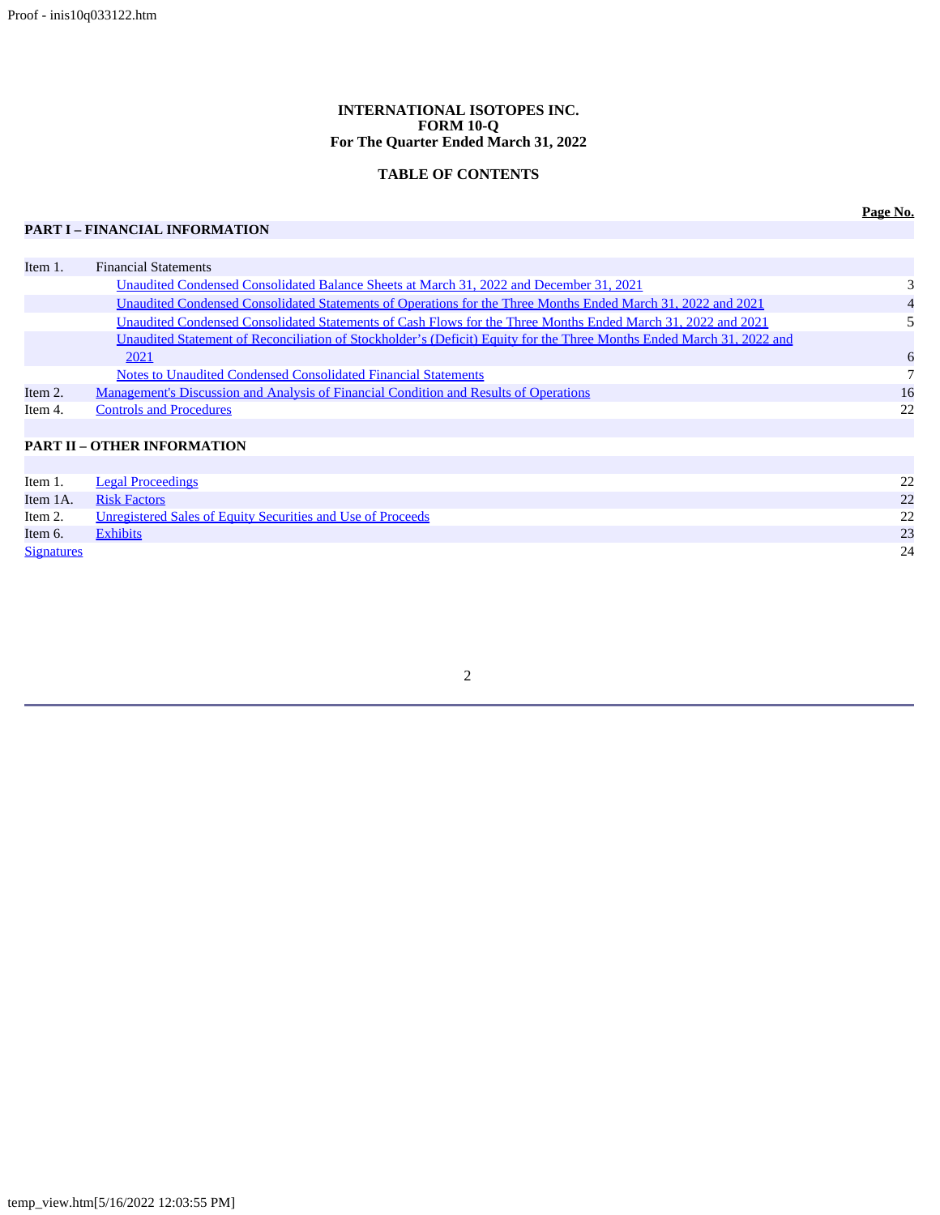**INTERNATIONAL ISOTOPES INC.**
**FORM 10-Q**
**For The Quarter Ended March 31, 2022**

**TABLE OF CONTENTS**

| | | Page No. |
|---|---|---|
| **PART I – FINANCIAL INFORMATION** | | |
| Item 1. | Financial Statements | |
| | Unaudited Condensed Consolidated Balance Sheets at March 31, 2022 and December 31, 2021 | 3 |
| | Unaudited Condensed Consolidated Statements of Operations for the Three Months Ended March 31, 2022 and 2021 | 4 |
| | Unaudited Condensed Consolidated Statements of Cash Flows for the Three Months Ended March 31, 2022 and 2021 | 5 |
| | Unaudited Statement of Reconciliation of Stockholder's (Deficit) Equity for the Three Months Ended March 31, 2022 and 2021 | 6 |
| | Notes to Unaudited Condensed Consolidated Financial Statements | 7 |
| Item 2. | Management's Discussion and Analysis of Financial Condition and Results of Operations | 16 |
| Item 4. | Controls and Procedures | 22 |
| **PART II – OTHER INFORMATION** | | |
| Item 1. | Legal Proceedings | 22 |
| Item 1A. | Risk Factors | 22 |
| Item 2. | Unregistered Sales of Equity Securities and Use of Proceeds | 22 |
| Item 6. | Exhibits | 23 |
| Signatures | | 24 |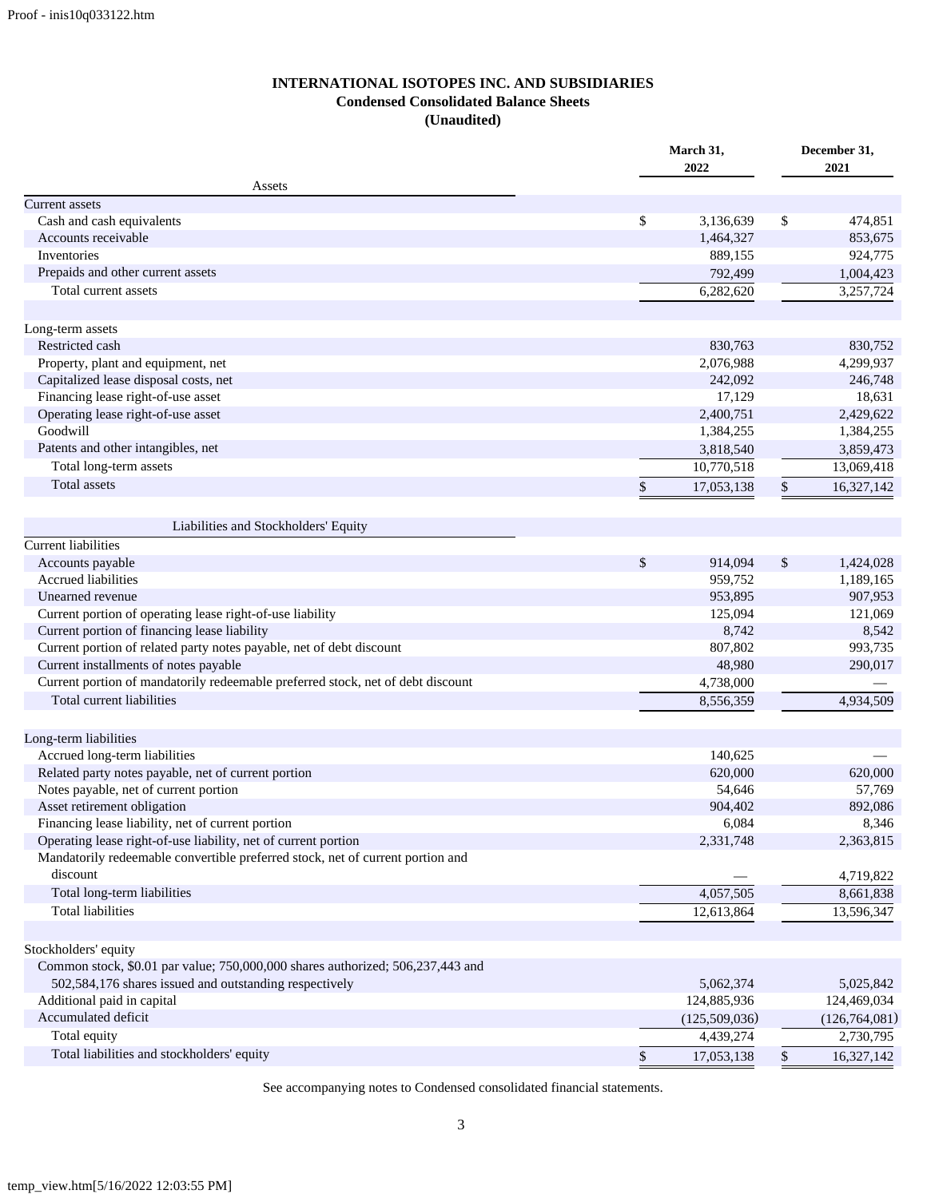# INTERNATIONAL ISOTOPES INC. AND SUBSIDIARIES
## Condensed Consolidated Balance Sheets
### (Unaudited)

| | March 31, 2022 | December 31, 2021 |
|---|---|---|
| **Assets** | | |
| Current assets | | |
| Cash and cash equivalents | $ 3,136,639 | $ 474,851 |
| Accounts receivable | 1,464,327 | 853,675 |
| Inventories | 889,155 | 924,775 |
| Prepaids and other current assets | 792,499 | 1,004,423 |
| Total current assets | 6,282,620 | 3,257,724 |
| | | |
| Long-term assets | | |
| Restricted cash | 830,763 | 830,752 |
| Property, plant and equipment, net | 2,076,988 | 4,299,937 |
| Capitalized lease disposal costs, net | 242,092 | 246,748 |
| Financing lease right-of-use asset | 17,129 | 18,631 |
| Operating lease right-of-use asset | 2,400,751 | 2,429,622 |
| Goodwill | 1,384,255 | 1,384,255 |
| Patents and other intangibles, net | 3,818,540 | 3,859,473 |
| Total long-term assets | 10,770,518 | 13,069,418 |
| Total assets | $ 17,053,138 | $ 16,327,142 |
| | | |
| **Liabilities and Stockholders' Equity** | | |
| Current liabilities | | |
| Accounts payable | $ 914,094 | $ 1,424,028 |
| Accrued liabilities | 959,752 | 1,189,165 |
| Unearned revenue | 953,895 | 907,953 |
| Current portion of operating lease right-of-use liability | 125,094 | 121,069 |
| Current portion of financing lease liability | 8,742 | 8,542 |
| Current portion of related party notes payable, net of debt discount | 807,802 | 993,735 |
| Current installments of notes payable | 48,980 | 290,017 |
| Current portion of mandatorily redeemable preferred stock, net of debt discount | 4,738,000 | — |
| Total current liabilities | 8,556,359 | 4,934,509 |
| | | |
| Long-term liabilities | | |
| Accrued long-term liabilities | 140,625 | — |
| Related party notes payable, net of current portion | 620,000 | 620,000 |
| Notes payable, net of current portion | 54,646 | 57,769 |
| Asset retirement obligation | 904,402 | 892,086 |
| Financing lease liability, net of current portion | 6,084 | 8,346 |
| Operating lease right-of-use liability, net of current portion | 2,331,748 | 2,363,815 |
| Mandatorily redeemable convertible preferred stock, net of current portion and discount | — | 4,719,822 |
| Total long-term liabilities | 4,057,505 | 8,661,838 |
| Total liabilities | 12,613,864 | 13,596,347 |
| | | |
| Stockholders' equity | | |
| Common stock, $0.01 par value; 750,000,000 shares authorized; 506,237,443 and 502,584,176 shares issued and outstanding respectively | 5,062,374 | 5,025,842 |
| Additional paid in capital | 124,885,936 | 124,469,034 |
| Accumulated deficit | (125,509,036) | (126,764,081) |
| Total equity | 4,439,274 | 2,730,795 |
| Total liabilities and stockholders' equity | $ 17,053,138 | $ 16,327,142 |

See accompanying notes to Condensed consolidated financial statements.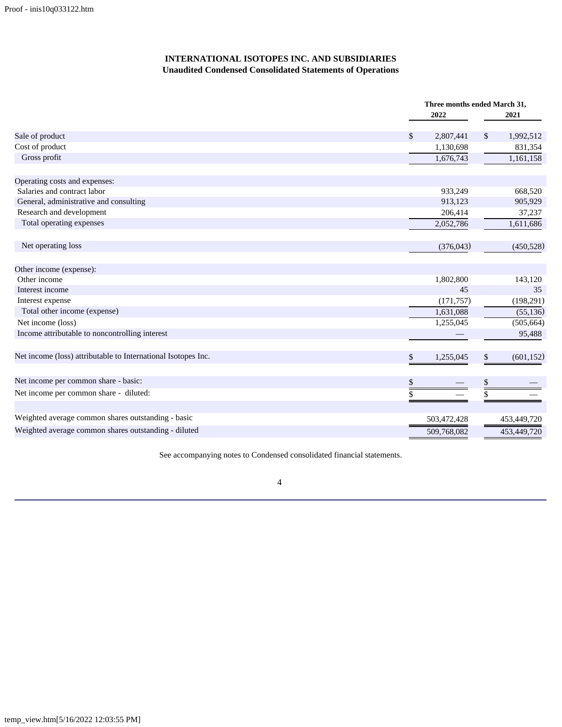**INTERNATIONAL ISOTOPES INC. AND SUBSIDIARIES**
**Unaudited Condensed Consolidated Statements of Operations**

| | Three months ended March 31, | |
|---|---|---|
| | 2022 | 2021 |
| Sale of product | $ 2,807,441 | $ 1,992,512 |
| Cost of product | 1,130,698 | 831,354 |
| Gross profit | 1,676,743 | 1,161,158 |
| | | |
| Operating costs and expenses: | | |
| Salaries and contract labor | 933,249 | 668,520 |
| General, administrative and consulting | 913,123 | 905,929 |
| Research and development | 206,414 | 37,237 |
| Total operating expenses | 2,052,786 | 1,611,686 |
| | | |
| Net operating loss | (376,043) | (450,528) |
| | | |
| Other income (expense): | | |
| Other income | 1,802,800 | 143,120 |
| Interest income | 45 | 35 |
| Interest expense | (171,757) | (198,291) |
| Total other income (expense) | 1,631,088 | (55,136) |
| Net income (loss) | 1,255,045 | (505,664) |
| Income attributable to noncontrolling interest | — | 95,488 |
| | | |
| Net income (loss) attributable to International Isotopes Inc. | $ 1,255,045 | $ (601,152) |
| | | |
| Net income per common share - basic: | $ — | $ — |
| Net income per common share - diluted: | $ — | $ — |
| | | |
| Weighted average common shares outstanding - basic | 503,472,428 | 453,449,720 |
| Weighted average common shares outstanding - diluted | 509,768,082 | 453,449,720 |

See accompanying notes to Condensed consolidated financial statements.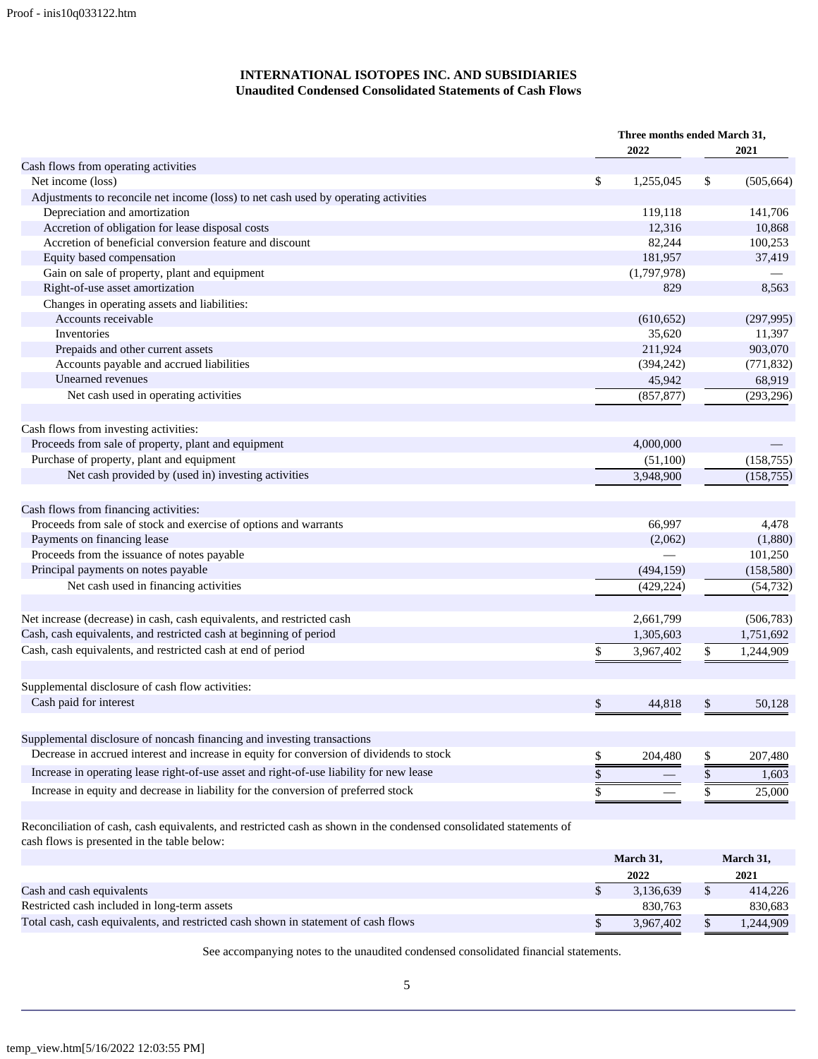**INTERNATIONAL ISOTOPES INC. AND SUBSIDIARIES**
**Unaudited Condensed Consolidated Statements of Cash Flows**

| | Three months ended March 31, | |
|---|---|---|
| | 2022 | 2021 |
| Cash flows from operating activities | | |
| Net income (loss) | $ 1,255,045 | $ (505,664) |
| Adjustments to reconcile net income (loss) to net cash used by operating activities | | |
| Depreciation and amortization | 119,118 | 141,706 |
| Accretion of obligation for lease disposal costs | 12,316 | 10,868 |
| Accretion of beneficial conversion feature and discount | 82,244 | 100,253 |
| Equity based compensation | 181,957 | 37,419 |
| Gain on sale of property, plant and equipment | (1,797,978) | — |
| Right-of-use asset amortization | 829 | 8,563 |
| Changes in operating assets and liabilities: | | |
| Accounts receivable | (610,652) | (297,995) |
| Inventories | 35,620 | 11,397 |
| Prepaids and other current assets | 211,924 | 903,070 |
| Accounts payable and accrued liabilities | (394,242) | (771,832) |
| Unearned revenues | 45,942 | 68,919 |
| Net cash used in operating activities | (857,877) | (293,296) |
| | | |
| Cash flows from investing activities: | | |
| Proceeds from sale of property, plant and equipment | 4,000,000 | — |
| Purchase of property, plant and equipment | (51,100) | (158,755) |
| Net cash provided by (used in) investing activities | 3,948,900 | (158,755) |
| | | |
| Cash flows from financing activities: | | |
| Proceeds from sale of stock and exercise of options and warrants | 66,997 | 4,478 |
| Payments on financing lease | (2,062) | (1,880) |
| Proceeds from the issuance of notes payable | — | 101,250 |
| Principal payments on notes payable | (494,159) | (158,580) |
| Net cash used in financing activities | (429,224) | (54,732) |
| | | |
| Net increase (decrease) in cash, cash equivalents, and restricted cash | 2,661,799 | (506,783) |
| Cash, cash equivalents, and restricted cash at beginning of period | 1,305,603 | 1,751,692 |
| Cash, cash equivalents, and restricted cash at end of period | $ 3,967,402 | $ 1,244,909 |
| | | |
| Supplemental disclosure of cash flow activities: | | |
| Cash paid for interest | $ 44,818 | $ 50,128 |
| | | |
| Supplemental disclosure of noncash financing and investing transactions | | |
| Decrease in accrued interest and increase in equity for conversion of dividends to stock | $ 204,480 | $ 207,480 |
| Increase in operating lease right-of-use asset and right-of-use liability for new lease | $ — | $ 1,603 |
| Increase in equity and decrease in liability for the conversion of preferred stock | $ — | $ 25,000 |

Reconciliation of cash, cash equivalents, and restricted cash as shown in the condensed consolidated statements of cash flows is presented in the table below:

| | March 31, 2022 | March 31, 2021 |
|---|---|---|
| Cash and cash equivalents | $ 3,136,639 | $ 414,226 |
| Restricted cash included in long-term assets | 830,763 | 830,683 |
| Total cash, cash equivalents, and restricted cash shown in statement of cash flows | $ 3,967,402 | $ 1,244,909 |

See accompanying notes to the unaudited condensed consolidated financial statements.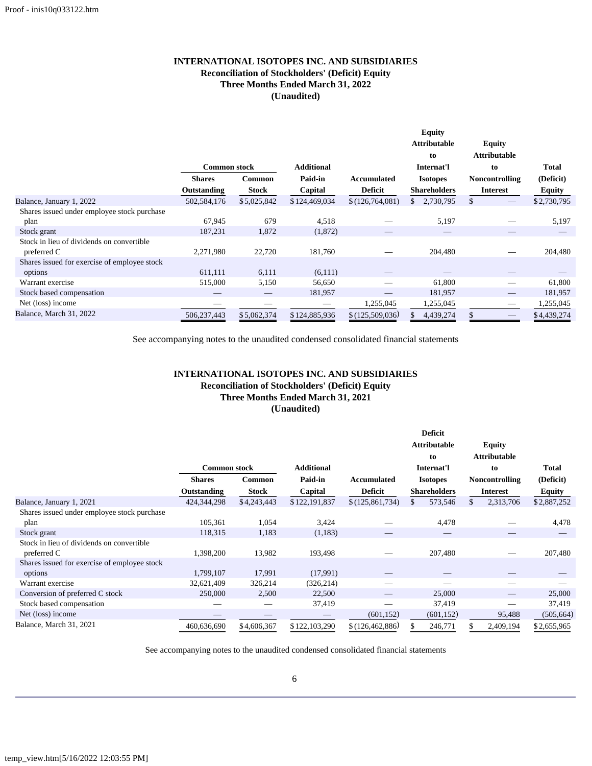**INTERNATIONAL ISOTOPES INC. AND SUBSIDIARIES**
**Reconciliation of Stockholders' (Deficit) Equity**
**Three Months Ended March 31, 2022**
**(Unaudited)**

| | Common stock | | Additional | | Equity Attributable to Internat'l | Equity Attributable to | Total |
|---|---|---|---|---|---|---|---|
| | Shares Outstanding | Common Stock | Paid-in Capital | Accumulated Deficit | Isotopes Shareholders | Noncontrolling Interest | (Deficit) Equity |
| Balance, January 1, 2022 | 502,584,176 | $5,025,842 | $124,469,034 | $(126,764,081) | $ 2,730,795 | $ — | $2,730,795 |
| Shares issued under employee stock purchase plan | 67,945 | 679 | 4,518 | — | 5,197 | — | 5,197 |
| Stock grant | 187,231 | 1,872 | (1,872) | — | — | — | — |
| Stock in lieu of dividends on convertible preferred C | 2,271,980 | 22,720 | 181,760 | — | 204,480 | — | 204,480 |
| Shares issued for exercise of employee stock options | 611,111 | 6,111 | (6,111) | — | — | — | — |
| Warrant exercise | 515,000 | 5,150 | 56,650 | — | 61,800 | — | 61,800 |
| Stock based compensation | — | — | 181,957 | — | 181,957 | — | 181,957 |
| Net (loss) income | — | — | — | 1,255,045 | 1,255,045 | — | 1,255,045 |
| Balance, March 31, 2022 | 506,237,443 | $5,062,374 | $124,885,936 | $(125,509,036) | $ 4,439,274 | $ — | $4,439,274 |

See accompanying notes to the unaudited condensed consolidated financial statements

**INTERNATIONAL ISOTOPES INC. AND SUBSIDIARIES**
**Reconciliation of Stockholders' (Deficit) Equity**
**Three Months Ended March 31, 2021**
**(Unaudited)**

| | Common stock | | Additional | | Deficit Attributable to Internat'l | Equity Attributable to | Total |
|---|---|---|---|---|---|---|---|
| | Shares Outstanding | Common Stock | Paid-in Capital | Accumulated Deficit | Isotopes Shareholders | Noncontrolling Interest | (Deficit) Equity |
| Balance, January 1, 2021 | 424,344,298 | $4,243,443 | $122,191,837 | $(125,861,734) | $ 573,546 | $ 2,313,706 | $2,887,252 |
| Shares issued under employee stock purchase plan | 105,361 | 1,054 | 3,424 | — | 4,478 | — | 4,478 |
| Stock grant | 118,315 | 1,183 | (1,183) | — | — | — | — |
| Stock in lieu of dividends on convertible preferred C | 1,398,200 | 13,982 | 193,498 | — | 207,480 | — | 207,480 |
| Shares issued for exercise of employee stock options | 1,799,107 | 17,991 | (17,991) | — | — | — | — |
| Warrant exercise | 32,621,409 | 326,214 | (326,214) | — | — | — | — |
| Conversion of preferred C stock | 250,000 | 2,500 | 22,500 | — | 25,000 | — | 25,000 |
| Stock based compensation | — | — | 37,419 | — | 37,419 | — | 37,419 |
| Net (loss) income | — | — | — | (601,152) | (601,152) | 95,488 | (505,664) |
| Balance, March 31, 2021 | 460,636,690 | $4,606,367 | $122,103,290 | $(126,462,886) | $ 246,771 | $ 2,409,194 | $2,655,965 |

See accompanying notes to the unaudited condensed consolidated financial statements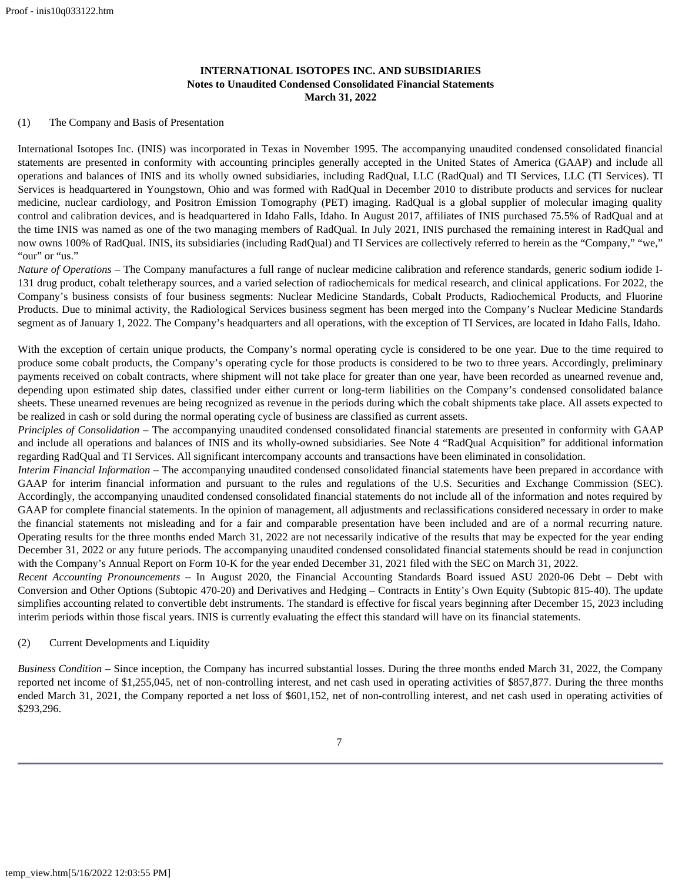**INTERNATIONAL ISOTOPES INC. AND SUBSIDIARIES**
**Notes to Unaudited Condensed Consolidated Financial Statements**
**March 31, 2022**

(1) The Company and Basis of Presentation

International Isotopes Inc. (INIS) was incorporated in Texas in November 1995. The accompanying unaudited condensed consolidated financial statements are presented in conformity with accounting principles generally accepted in the United States of America (GAAP) and include all operations and balances of INIS and its wholly owned subsidiaries, including RadQual, LLC (RadQual) and TI Services, LLC (TI Services). TI Services is headquartered in Youngstown, Ohio and was formed with RadQual in December 2010 to distribute products and services for nuclear medicine, nuclear cardiology, and Positron Emission Tomography (PET) imaging. RadQual is a global supplier of molecular imaging quality control and calibration devices, and is headquartered in Idaho Falls, Idaho. In August 2017, affiliates of INIS purchased 75.5% of RadQual and at the time INIS was named as one of the two managing members of RadQual. In July 2021, INIS purchased the remaining interest in RadQual and now owns 100% of RadQual. INIS, its subsidiaries (including RadQual) and TI Services are collectively referred to herein as the "Company," "we," "our" or "us."

*Nature of Operations* – The Company manufactures a full range of nuclear medicine calibration and reference standards, generic sodium iodide I-131 drug product, cobalt teletherapy sources, and a varied selection of radiochemicals for medical research, and clinical applications. For 2022, the Company's business consists of four business segments: Nuclear Medicine Standards, Cobalt Products, Radiochemical Products, and Fluorine Products. Due to minimal activity, the Radiological Services business segment has been merged into the Company's Nuclear Medicine Standards segment as of January 1, 2022. The Company's headquarters and all operations, with the exception of TI Services, are located in Idaho Falls, Idaho.

With the exception of certain unique products, the Company's normal operating cycle is considered to be one year. Due to the time required to produce some cobalt products, the Company's operating cycle for those products is considered to be two to three years. Accordingly, preliminary payments received on cobalt contracts, where shipment will not take place for greater than one year, have been recorded as unearned revenue and, depending upon estimated ship dates, classified under either current or long-term liabilities on the Company's condensed consolidated balance sheets. These unearned revenues are being recognized as revenue in the periods during which the cobalt shipments take place. All assets expected to be realized in cash or sold during the normal operating cycle of business are classified as current assets.

*Principles of Consolidation* – The accompanying unaudited condensed consolidated financial statements are presented in conformity with GAAP and include all operations and balances of INIS and its wholly-owned subsidiaries. See Note 4 "RadQual Acquisition" for additional information regarding RadQual and TI Services. All significant intercompany accounts and transactions have been eliminated in consolidation.

*Interim Financial Information* – The accompanying unaudited condensed consolidated financial statements have been prepared in accordance with GAAP for interim financial information and pursuant to the rules and regulations of the U.S. Securities and Exchange Commission (SEC). Accordingly, the accompanying unaudited condensed consolidated financial statements do not include all of the information and notes required by GAAP for complete financial statements. In the opinion of management, all adjustments and reclassifications considered necessary in order to make the financial statements not misleading and for a fair and comparable presentation have been included and are of a normal recurring nature. Operating results for the three months ended March 31, 2022 are not necessarily indicative of the results that may be expected for the year ending December 31, 2022 or any future periods. The accompanying unaudited condensed consolidated financial statements should be read in conjunction with the Company's Annual Report on Form 10-K for the year ended December 31, 2021 filed with the SEC on March 31, 2022.

*Recent Accounting Pronouncements* – In August 2020, the Financial Accounting Standards Board issued ASU 2020-06 Debt – Debt with Conversion and Other Options (Subtopic 470-20) and Derivatives and Hedging – Contracts in Entity's Own Equity (Subtopic 815-40). The update simplifies accounting related to convertible debt instruments. The standard is effective for fiscal years beginning after December 15, 2023 including interim periods within those fiscal years. INIS is currently evaluating the effect this standard will have on its financial statements.

(2) Current Developments and Liquidity

*Business Condition* – Since inception, the Company has incurred substantial losses. During the three months ended March 31, 2022, the Company reported net income of $1,255,045, net of non-controlling interest, and net cash used in operating activities of $857,877. During the three months ended March 31, 2021, the Company reported a net loss of $601,152, net of non-controlling interest, and net cash used in operating activities of $293,296.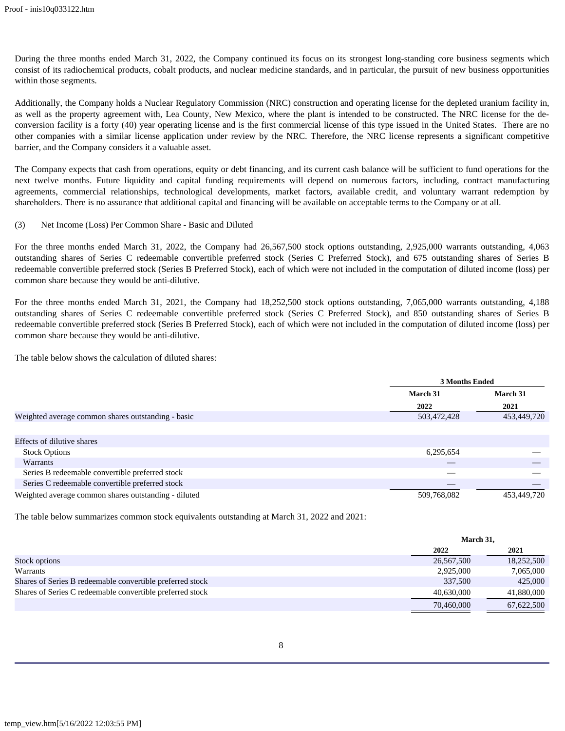During the three months ended March 31, 2022, the Company continued its focus on its strongest long-standing core business segments which consist of its radiochemical products, cobalt products, and nuclear medicine standards, and in particular, the pursuit of new business opportunities within those segments.

Additionally, the Company holds a Nuclear Regulatory Commission (NRC) construction and operating license for the depleted uranium facility in, as well as the property agreement with, Lea County, New Mexico, where the plant is intended to be constructed. The NRC license for the de-conversion facility is a forty (40) year operating license and is the first commercial license of this type issued in the United States. There are no other companies with a similar license application under review by the NRC. Therefore, the NRC license represents a significant competitive barrier, and the Company considers it a valuable asset.

The Company expects that cash from operations, equity or debt financing, and its current cash balance will be sufficient to fund operations for the next twelve months. Future liquidity and capital funding requirements will depend on numerous factors, including, contract manufacturing agreements, commercial relationships, technological developments, market factors, available credit, and voluntary warrant redemption by shareholders. There is no assurance that additional capital and financing will be available on acceptable terms to the Company or at all.

(3) Net Income (Loss) Per Common Share - Basic and Diluted

For the three months ended March 31, 2022, the Company had 26,567,500 stock options outstanding, 2,925,000 warrants outstanding, 4,063 outstanding shares of Series C redeemable convertible preferred stock (Series C Preferred Stock), and 675 outstanding shares of Series B redeemable convertible preferred stock (Series B Preferred Stock), each of which were not included in the computation of diluted income (loss) per common share because they would be anti-dilutive.

For the three months ended March 31, 2021, the Company had 18,252,500 stock options outstanding, 7,065,000 warrants outstanding, 4,188 outstanding shares of Series C redeemable convertible preferred stock (Series C Preferred Stock), and 850 outstanding shares of Series B redeemable convertible preferred stock (Series B Preferred Stock), each of which were not included in the computation of diluted income (loss) per common share because they would be anti-dilutive.

The table below shows the calculation of diluted shares:

| | 3 Months Ended | |
|---|---|---|
| | March 31 2022 | March 31 2021 |
| Weighted average common shares outstanding - basic | 503,472,428 | 453,449,720 |
| | | |
| Effects of dilutive shares | | |
| Stock Options | 6,295,654 | — |
| Warrants | — | — |
| Series B redeemable convertible preferred stock | — | — |
| Series C redeemable convertible preferred stock | — | — |
| Weighted average common shares outstanding - diluted | 509,768,082 | 453,449,720 |

The table below summarizes common stock equivalents outstanding at March 31, 2022 and 2021:

| | March 31, | |
|---|---|---|
| | 2022 | 2021 |
| Stock options | 26,567,500 | 18,252,500 |
| Warrants | 2,925,000 | 7,065,000 |
| Shares of Series B redeemable convertible preferred stock | 337,500 | 425,000 |
| Shares of Series C redeemable convertible preferred stock | 40,630,000 | 41,880,000 |
| | 70,460,000 | 67,622,500 |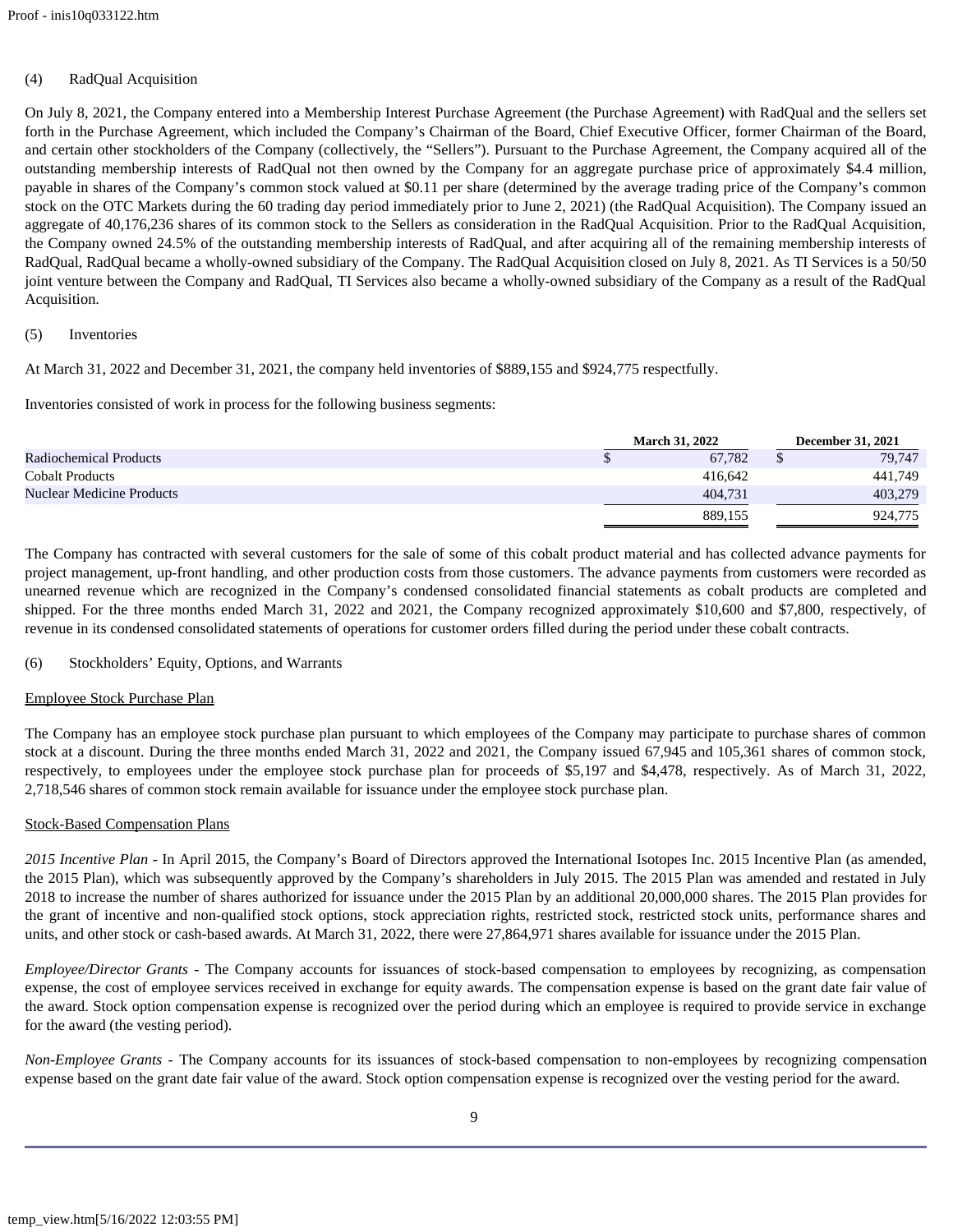(4) RadQual Acquisition

On July 8, 2021, the Company entered into a Membership Interest Purchase Agreement (the Purchase Agreement) with RadQual and the sellers set forth in the Purchase Agreement, which included the Company's Chairman of the Board, Chief Executive Officer, former Chairman of the Board, and certain other stockholders of the Company (collectively, the "Sellers"). Pursuant to the Purchase Agreement, the Company acquired all of the outstanding membership interests of RadQual not then owned by the Company for an aggregate purchase price of approximately $4.4 million, payable in shares of the Company's common stock valued at $0.11 per share (determined by the average trading price of the Company's common stock on the OTC Markets during the 60 trading day period immediately prior to June 2, 2021) (the RadQual Acquisition). The Company issued an aggregate of 40,176,236 shares of its common stock to the Sellers as consideration in the RadQual Acquisition. Prior to the RadQual Acquisition, the Company owned 24.5% of the outstanding membership interests of RadQual, and after acquiring all of the remaining membership interests of RadQual, RadQual became a wholly-owned subsidiary of the Company. The RadQual Acquisition closed on July 8, 2021. As TI Services is a 50/50 joint venture between the Company and RadQual, TI Services also became a wholly-owned subsidiary of the Company as a result of the RadQual Acquisition.

(5) Inventories

At March 31, 2022 and December 31, 2021, the company held inventories of $889,155 and $924,775 respectfully.

Inventories consisted of work in process for the following business segments:

| | March 31, 2022 | December 31, 2021 |
|---|---|---|
| Radiochemical Products | $ 67,782 | $ 79,747 |
| Cobalt Products | 416,642 | 441,749 |
| Nuclear Medicine Products | 404,731 | 403,279 |
| | 889,155 | 924,775 |

The Company has contracted with several customers for the sale of some of this cobalt product material and has collected advance payments for project management, up-front handling, and other production costs from those customers. The advance payments from customers were recorded as unearned revenue which are recognized in the Company's condensed consolidated financial statements as cobalt products are completed and shipped. For the three months ended March 31, 2022 and 2021, the Company recognized approximately $10,600 and $7,800, respectively, of revenue in its condensed consolidated statements of operations for customer orders filled during the period under these cobalt contracts.

(6) Stockholders' Equity, Options, and Warrants

Employee Stock Purchase Plan

The Company has an employee stock purchase plan pursuant to which employees of the Company may participate to purchase shares of common stock at a discount. During the three months ended March 31, 2022 and 2021, the Company issued 67,945 and 105,361 shares of common stock, respectively, to employees under the employee stock purchase plan for proceeds of $5,197 and $4,478, respectively. As of March 31, 2022, 2,718,546 shares of common stock remain available for issuance under the employee stock purchase plan.

Stock-Based Compensation Plans

*2015 Incentive Plan* - In April 2015, the Company's Board of Directors approved the International Isotopes Inc. 2015 Incentive Plan (as amended, the 2015 Plan), which was subsequently approved by the Company's shareholders in July 2015. The 2015 Plan was amended and restated in July 2018 to increase the number of shares authorized for issuance under the 2015 Plan by an additional 20,000,000 shares. The 2015 Plan provides for the grant of incentive and non-qualified stock options, stock appreciation rights, restricted stock, restricted stock units, performance shares and units, and other stock or cash-based awards. At March 31, 2022, there were 27,864,971 shares available for issuance under the 2015 Plan.

*Employee/Director Grants* - The Company accounts for issuances of stock-based compensation to employees by recognizing, as compensation expense, the cost of employee services received in exchange for equity awards. The compensation expense is based on the grant date fair value of the award. Stock option compensation expense is recognized over the period during which an employee is required to provide service in exchange for the award (the vesting period).

*Non-Employee Grants* - The Company accounts for its issuances of stock-based compensation to non-employees by recognizing compensation expense based on the grant date fair value of the award. Stock option compensation expense is recognized over the vesting period for the award.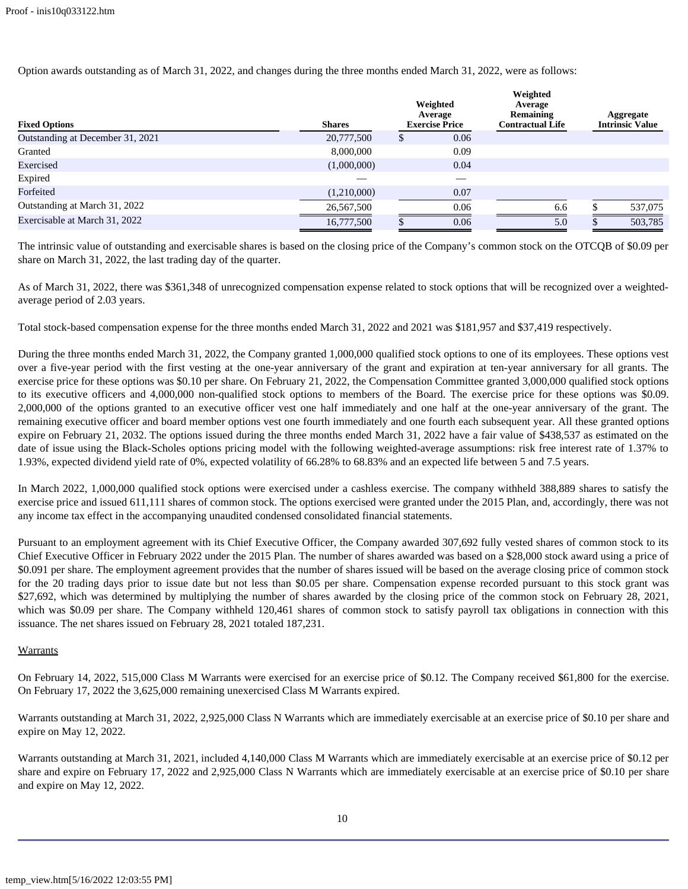Option awards outstanding as of March 31, 2022, and changes during the three months ended March 31, 2022, were as follows:

| Fixed Options | Shares | Weighted Average Exercise Price | Weighted Average Remaining Contractual Life | Aggregate Intrinsic Value |
|---|---|---|---|---|
| Outstanding at December 31, 2021 | 20,777,500 | $ 0.06 | | |
| Granted | 8,000,000 | 0.09 | | |
| Exercised | (1,000,000) | 0.04 | | |
| Expired | — | — | | |
| Forfeited | (1,210,000) | 0.07 | | |
| Outstanding at March 31, 2022 | 26,567,500 | 0.06 | 6.6 | $ 537,075 |
| Exercisable at March 31, 2022 | 16,777,500 | $ 0.06 | 5.0 | $ 503,785 |

The intrinsic value of outstanding and exercisable shares is based on the closing price of the Company's common stock on the OTCQB of $0.09 per share on March 31, 2022, the last trading day of the quarter.

As of March 31, 2022, there was $361,348 of unrecognized compensation expense related to stock options that will be recognized over a weighted-average period of 2.03 years.

Total stock-based compensation expense for the three months ended March 31, 2022 and 2021 was $181,957 and $37,419 respectively.

During the three months ended March 31, 2022, the Company granted 1,000,000 qualified stock options to one of its employees. These options vest over a five-year period with the first vesting at the one-year anniversary of the grant and expiration at ten-year anniversary for all grants. The exercise price for these options was $0.10 per share. On February 21, 2022, the Compensation Committee granted 3,000,000 qualified stock options to its executive officers and 4,000,000 non-qualified stock options to members of the Board. The exercise price for these options was $0.09. 2,000,000 of the options granted to an executive officer vest one half immediately and one half at the one-year anniversary of the grant. The remaining executive officer and board member options vest one fourth immediately and one fourth each subsequent year. All these granted options expire on February 21, 2032. The options issued during the three months ended March 31, 2022 have a fair value of $438,537 as estimated on the date of issue using the Black-Scholes options pricing model with the following weighted-average assumptions: risk free interest rate of 1.37% to 1.93%, expected dividend yield rate of 0%, expected volatility of 66.28% to 68.83% and an expected life between 5 and 7.5 years.

In March 2022, 1,000,000 qualified stock options were exercised under a cashless exercise. The company withheld 388,889 shares to satisfy the exercise price and issued 611,111 shares of common stock. The options exercised were granted under the 2015 Plan, and, accordingly, there was not any income tax effect in the accompanying unaudited condensed consolidated financial statements.

Pursuant to an employment agreement with its Chief Executive Officer, the Company awarded 307,692 fully vested shares of common stock to its Chief Executive Officer in February 2022 under the 2015 Plan. The number of shares awarded was based on a $28,000 stock award using a price of $0.091 per share. The employment agreement provides that the number of shares issued will be based on the average closing price of common stock for the 20 trading days prior to issue date but not less than $0.05 per share. Compensation expense recorded pursuant to this stock grant was $27,692, which was determined by multiplying the number of shares awarded by the closing price of the common stock on February 28, 2021, which was $0.09 per share. The Company withheld 120,461 shares of common stock to satisfy payroll tax obligations in connection with this issuance. The net shares issued on February 28, 2021 totaled 187,231.

Warrants

On February 14, 2022, 515,000 Class M Warrants were exercised for an exercise price of $0.12. The Company received $61,800 for the exercise. On February 17, 2022 the 3,625,000 remaining unexercised Class M Warrants expired.

Warrants outstanding at March 31, 2022, 2,925,000 Class N Warrants which are immediately exercisable at an exercise price of $0.10 per share and expire on May 12, 2022.

Warrants outstanding at March 31, 2021, included 4,140,000 Class M Warrants which are immediately exercisable at an exercise price of $0.12 per share and expire on February 17, 2022 and 2,925,000 Class N Warrants which are immediately exercisable at an exercise price of $0.10 per share and expire on May 12, 2022.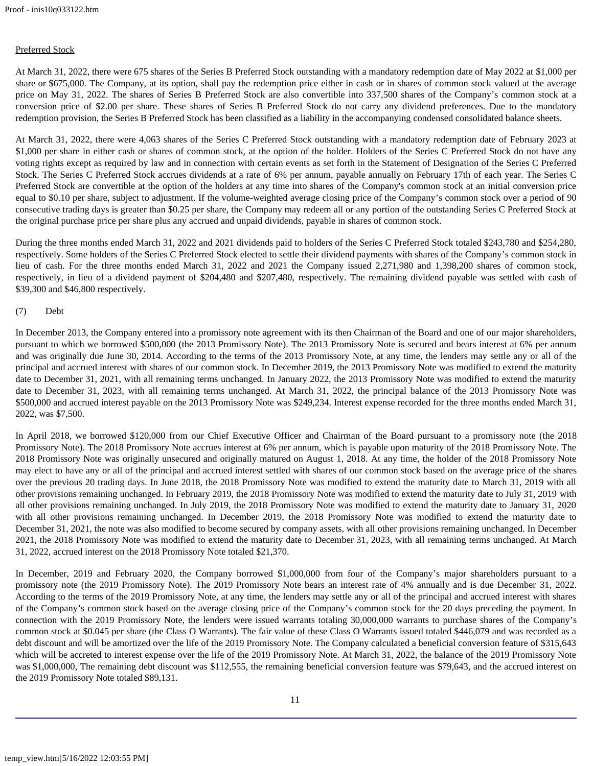Preferred Stock

At March 31, 2022, there were 675 shares of the Series B Preferred Stock outstanding with a mandatory redemption date of May 2022 at $1,000 per share or $675,000. The Company, at its option, shall pay the redemption price either in cash or in shares of common stock valued at the average price on May 31, 2022. The shares of Series B Preferred Stock are also convertible into 337,500 shares of the Company's common stock at a conversion price of $2.00 per share. These shares of Series B Preferred Stock do not carry any dividend preferences. Due to the mandatory redemption provision, the Series B Preferred Stock has been classified as a liability in the accompanying condensed consolidated balance sheets.

At March 31, 2022, there were 4,063 shares of the Series C Preferred Stock outstanding with a mandatory redemption date of February 2023 at $1,000 per share in either cash or shares of common stock, at the option of the holder. Holders of the Series C Preferred Stock do not have any voting rights except as required by law and in connection with certain events as set forth in the Statement of Designation of the Series C Preferred Stock. The Series C Preferred Stock accrues dividends at a rate of 6% per annum, payable annually on February 17th of each year. The Series C Preferred Stock are convertible at the option of the holders at any time into shares of the Company's common stock at an initial conversion price equal to $0.10 per share, subject to adjustment. If the volume-weighted average closing price of the Company's common stock over a period of 90 consecutive trading days is greater than $0.25 per share, the Company may redeem all or any portion of the outstanding Series C Preferred Stock at the original purchase price per share plus any accrued and unpaid dividends, payable in shares of common stock.

During the three months ended March 31, 2022 and 2021 dividends paid to holders of the Series C Preferred Stock totaled $243,780 and $254,280, respectively. Some holders of the Series C Preferred Stock elected to settle their dividend payments with shares of the Company's common stock in lieu of cash. For the three months ended March 31, 2022 and 2021 the Company issued 2,271,980 and 1,398,200 shares of common stock, respectively, in lieu of a dividend payment of $204,480 and $207,480, respectively. The remaining dividend payable was settled with cash of $39,300 and $46,800 respectively.

(7) Debt

In December 2013, the Company entered into a promissory note agreement with its then Chairman of the Board and one of our major shareholders, pursuant to which we borrowed $500,000 (the 2013 Promissory Note). The 2013 Promissory Note is secured and bears interest at 6% per annum and was originally due June 30, 2014. According to the terms of the 2013 Promissory Note, at any time, the lenders may settle any or all of the principal and accrued interest with shares of our common stock. In December 2019, the 2013 Promissory Note was modified to extend the maturity date to December 31, 2021, with all remaining terms unchanged. In January 2022, the 2013 Promissory Note was modified to extend the maturity date to December 31, 2023, with all remaining terms unchanged. At March 31, 2022, the principal balance of the 2013 Promissory Note was $500,000 and accrued interest payable on the 2013 Promissory Note was $249,234. Interest expense recorded for the three months ended March 31, 2022, was $7,500.

In April 2018, we borrowed $120,000 from our Chief Executive Officer and Chairman of the Board pursuant to a promissory note (the 2018 Promissory Note). The 2018 Promissory Note accrues interest at 6% per annum, which is payable upon maturity of the 2018 Promissory Note. The 2018 Promissory Note was originally unsecured and originally matured on August 1, 2018. At any time, the holder of the 2018 Promissory Note may elect to have any or all of the principal and accrued interest settled with shares of our common stock based on the average price of the shares over the previous 20 trading days. In June 2018, the 2018 Promissory Note was modified to extend the maturity date to March 31, 2019 with all other provisions remaining unchanged. In February 2019, the 2018 Promissory Note was modified to extend the maturity date to July 31, 2019 with all other provisions remaining unchanged. In July 2019, the 2018 Promissory Note was modified to extend the maturity date to January 31, 2020 with all other provisions remaining unchanged. In December 2019, the 2018 Promissory Note was modified to extend the maturity date to December 31, 2021, the note was also modified to become secured by company assets, with all other provisions remaining unchanged. In December 2021, the 2018 Promissory Note was modified to extend the maturity date to December 31, 2023, with all remaining terms unchanged. At March 31, 2022, accrued interest on the 2018 Promissory Note totaled $21,370.

In December, 2019 and February 2020, the Company borrowed $1,000,000 from four of the Company's major shareholders pursuant to a promissory note (the 2019 Promissory Note). The 2019 Promissory Note bears an interest rate of 4% annually and is due December 31, 2022. According to the terms of the 2019 Promissory Note, at any time, the lenders may settle any or all of the principal and accrued interest with shares of the Company's common stock based on the average closing price of the Company's common stock for the 20 days preceding the payment. In connection with the 2019 Promissory Note, the lenders were issued warrants totaling 30,000,000 warrants to purchase shares of the Company's common stock at $0.045 per share (the Class O Warrants). The fair value of these Class O Warrants issued totaled $446,079 and was recorded as a debt discount and will be amortized over the life of the 2019 Promissory Note. The Company calculated a beneficial conversion feature of $315,643 which will be accreted to interest expense over the life of the 2019 Promissory Note. At March 31, 2022, the balance of the 2019 Promissory Note was $1,000,000, The remaining debt discount was $112,555, the remaining beneficial conversion feature was $79,643, and the accrued interest on the 2019 Promissory Note totaled $89,131.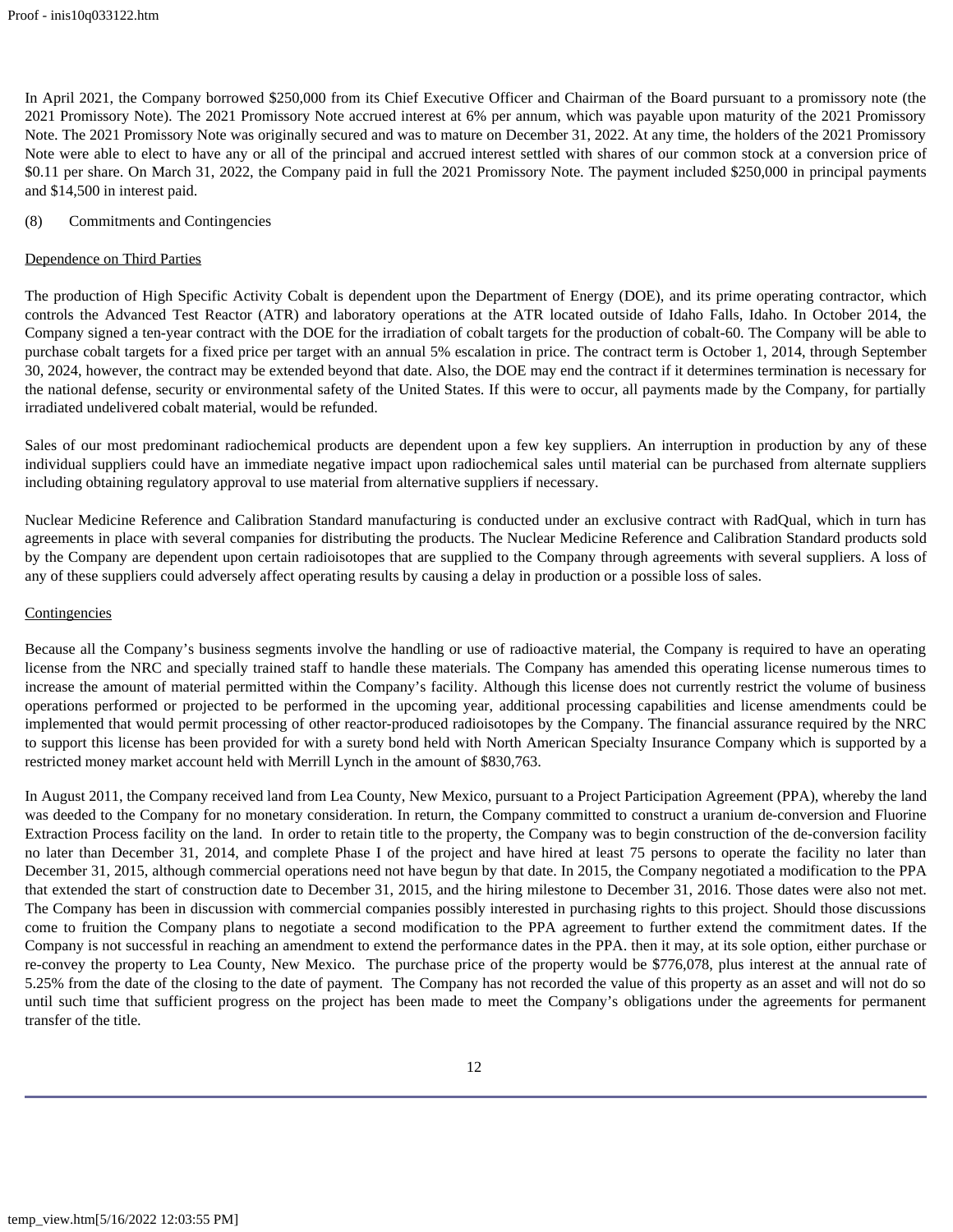In April 2021, the Company borrowed $250,000 from its Chief Executive Officer and Chairman of the Board pursuant to a promissory note (the 2021 Promissory Note). The 2021 Promissory Note accrued interest at 6% per annum, which was payable upon maturity of the 2021 Promissory Note. The 2021 Promissory Note was originally secured and was to mature on December 31, 2022. At any time, the holders of the 2021 Promissory Note were able to elect to have any or all of the principal and accrued interest settled with shares of our common stock at a conversion price of $0.11 per share. On March 31, 2022, the Company paid in full the 2021 Promissory Note. The payment included $250,000 in principal payments and $14,500 in interest paid.

(8) Commitments and Contingencies

Dependence on Third Parties

The production of High Specific Activity Cobalt is dependent upon the Department of Energy (DOE), and its prime operating contractor, which controls the Advanced Test Reactor (ATR) and laboratory operations at the ATR located outside of Idaho Falls, Idaho. In October 2014, the Company signed a ten-year contract with the DOE for the irradiation of cobalt targets for the production of cobalt-60. The Company will be able to purchase cobalt targets for a fixed price per target with an annual 5% escalation in price. The contract term is October 1, 2014, through September 30, 2024, however, the contract may be extended beyond that date. Also, the DOE may end the contract if it determines termination is necessary for the national defense, security or environmental safety of the United States. If this were to occur, all payments made by the Company, for partially irradiated undelivered cobalt material, would be refunded.

Sales of our most predominant radiochemical products are dependent upon a few key suppliers. An interruption in production by any of these individual suppliers could have an immediate negative impact upon radiochemical sales until material can be purchased from alternate suppliers including obtaining regulatory approval to use material from alternative suppliers if necessary.

Nuclear Medicine Reference and Calibration Standard manufacturing is conducted under an exclusive contract with RadQual, which in turn has agreements in place with several companies for distributing the products. The Nuclear Medicine Reference and Calibration Standard products sold by the Company are dependent upon certain radioisotopes that are supplied to the Company through agreements with several suppliers. A loss of any of these suppliers could adversely affect operating results by causing a delay in production or a possible loss of sales.

Contingencies

Because all the Company's business segments involve the handling or use of radioactive material, the Company is required to have an operating license from the NRC and specially trained staff to handle these materials. The Company has amended this operating license numerous times to increase the amount of material permitted within the Company's facility. Although this license does not currently restrict the volume of business operations performed or projected to be performed in the upcoming year, additional processing capabilities and license amendments could be implemented that would permit processing of other reactor-produced radioisotopes by the Company. The financial assurance required by the NRC to support this license has been provided for with a surety bond held with North American Specialty Insurance Company which is supported by a restricted money market account held with Merrill Lynch in the amount of $830,763.

In August 2011, the Company received land from Lea County, New Mexico, pursuant to a Project Participation Agreement (PPA), whereby the land was deeded to the Company for no monetary consideration. In return, the Company committed to construct a uranium de-conversion and Fluorine Extraction Process facility on the land. In order to retain title to the property, the Company was to begin construction of the de-conversion facility no later than December 31, 2014, and complete Phase I of the project and have hired at least 75 persons to operate the facility no later than December 31, 2015, although commercial operations need not have begun by that date. In 2015, the Company negotiated a modification to the PPA that extended the start of construction date to December 31, 2015, and the hiring milestone to December 31, 2016. Those dates were also not met. The Company has been in discussion with commercial companies possibly interested in purchasing rights to this project. Should those discussions come to fruition the Company plans to negotiate a second modification to the PPA agreement to further extend the commitment dates. If the Company is not successful in reaching an amendment to extend the performance dates in the PPA. then it may, at its sole option, either purchase or re-convey the property to Lea County, New Mexico. The purchase price of the property would be $776,078, plus interest at the annual rate of 5.25% from the date of the closing to the date of payment. The Company has not recorded the value of this property as an asset and will not do so until such time that sufficient progress on the project has been made to meet the Company's obligations under the agreements for permanent transfer of the title.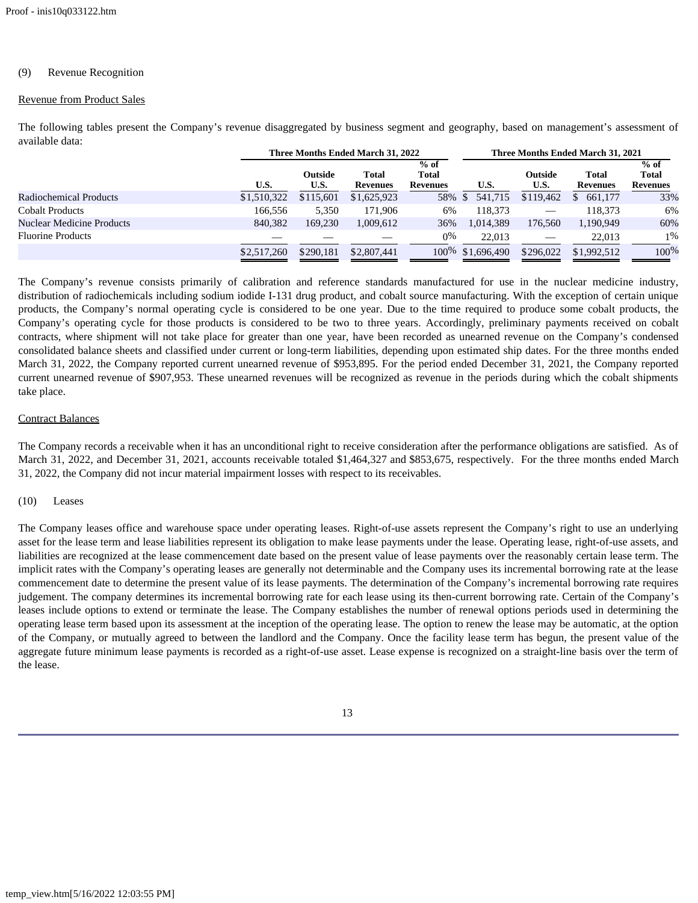(9) Revenue Recognition

Revenue from Product Sales

The following tables present the Company's revenue disaggregated by business segment and geography, based on management's assessment of available data:

| | Three Months Ended March 31, 2022 | | | | Three Months Ended March 31, 2021 | | | |
|---|---|---|---|---|---|---|---|---|
| | U.S. | Outside U.S. | Total Revenues | % of Total Revenues | U.S. | Outside U.S. | Total Revenues | % of Total Revenues |
| Radiochemical Products | $1,510,322 | $115,601 | $1,625,923 | 58% | $ 541,715 | $119,462 | $ 661,177 | 33% |
| Cobalt Products | 166,556 | 5,350 | 171,906 | 6% | 118,373 | — | 118,373 | 6% |
| Nuclear Medicine Products | 840,382 | 169,230 | 1,009,612 | 36% | 1,014,389 | 176,560 | 1,190,949 | 60% |
| Fluorine Products | — | — | — | 0% | 22,013 | — | 22,013 | 1% |
| | $2,517,260 | $290,181 | $2,807,441 | 100% | $1,696,490 | $296,022 | $1,992,512 | 100% |

The Company's revenue consists primarily of calibration and reference standards manufactured for use in the nuclear medicine industry, distribution of radiochemicals including sodium iodide I-131 drug product, and cobalt source manufacturing. With the exception of certain unique products, the Company's normal operating cycle is considered to be one year. Due to the time required to produce some cobalt products, the Company's operating cycle for those products is considered to be two to three years. Accordingly, preliminary payments received on cobalt contracts, where shipment will not take place for greater than one year, have been recorded as unearned revenue on the Company's condensed consolidated balance sheets and classified under current or long-term liabilities, depending upon estimated ship dates. For the three months ended March 31, 2022, the Company reported current unearned revenue of $953,895. For the period ended December 31, 2021, the Company reported current unearned revenue of $907,953. These unearned revenues will be recognized as revenue in the periods during which the cobalt shipments take place.

Contract Balances

The Company records a receivable when it has an unconditional right to receive consideration after the performance obligations are satisfied. As of March 31, 2022, and December 31, 2021, accounts receivable totaled $1,464,327 and $853,675, respectively. For the three months ended March 31, 2022, the Company did not incur material impairment losses with respect to its receivables.

(10) Leases

The Company leases office and warehouse space under operating leases. Right-of-use assets represent the Company's right to use an underlying asset for the lease term and lease liabilities represent its obligation to make lease payments under the lease. Operating lease, right-of-use assets, and liabilities are recognized at the lease commencement date based on the present value of lease payments over the reasonably certain lease term. The implicit rates with the Company's operating leases are generally not determinable and the Company uses its incremental borrowing rate at the lease commencement date to determine the present value of its lease payments. The determination of the Company's incremental borrowing rate requires judgement. The company determines its incremental borrowing rate for each lease using its then-current borrowing rate. Certain of the Company's leases include options to extend or terminate the lease. The Company establishes the number of renewal options periods used in determining the operating lease term based upon its assessment at the inception of the operating lease. The option to renew the lease may be automatic, at the option of the Company, or mutually agreed to between the landlord and the Company. Once the facility lease term has begun, the present value of the aggregate future minimum lease payments is recorded as a right-of-use asset. Lease expense is recognized on a straight-line basis over the term of the lease.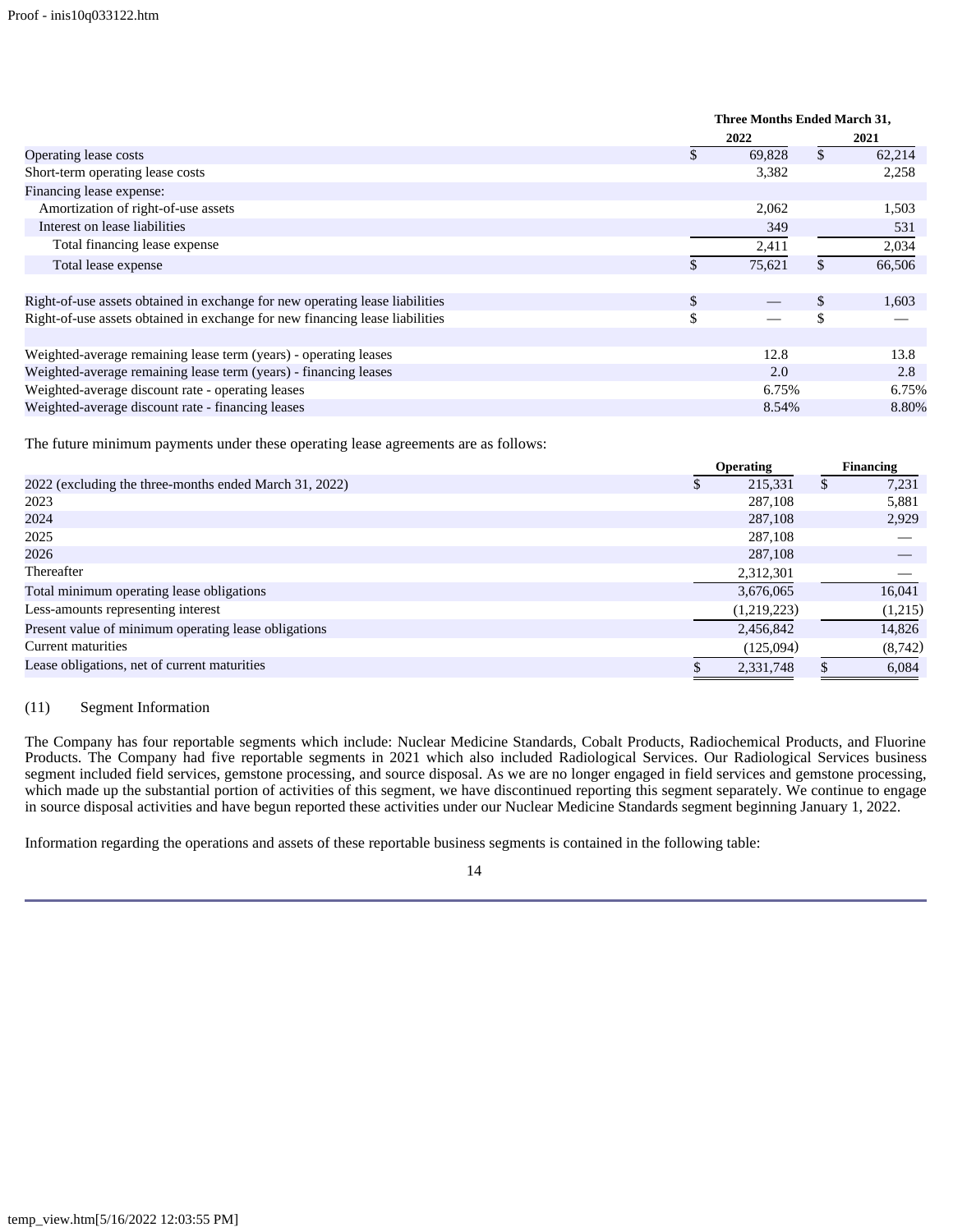| | Three Months Ended March 31, | |
|---|---|---|
| | 2022 | 2021 |
| Operating lease costs | $ 69,828 | $ 62,214 |
| Short-term operating lease costs | 3,382 | 2,258 |
| Financing lease expense: | | |
| Amortization of right-of-use assets | 2,062 | 1,503 |
| Interest on lease liabilities | 349 | 531 |
| Total financing lease expense | 2,411 | 2,034 |
| Total lease expense | $ 75,621 | $ 66,506 |
| | | |
| Right-of-use assets obtained in exchange for new operating lease liabilities | $ — | $ 1,603 |
| Right-of-use assets obtained in exchange for new financing lease liabilities | $ — | $ — |
| | | |
| Weighted-average remaining lease term (years) - operating leases | 12.8 | 13.8 |
| Weighted-average remaining lease term (years) - financing leases | 2.0 | 2.8 |
| Weighted-average discount rate - operating leases | 6.75% | 6.75% |
| Weighted-average discount rate - financing leases | 8.54% | 8.80% |

The future minimum payments under these operating lease agreements are as follows:

| | Operating | Financing |
|---|---|---|
| 2022 (excluding the three-months ended March 31, 2022) | $ 215,331 | $ 7,231 |
| 2023 | 287,108 | 5,881 |
| 2024 | 287,108 | 2,929 |
| 2025 | 287,108 | — |
| 2026 | 287,108 | — |
| Thereafter | 2,312,301 | — |
| Total minimum operating lease obligations | 3,676,065 | 16,041 |
| Less-amounts representing interest | (1,219,223) | (1,215) |
| Present value of minimum operating lease obligations | 2,456,842 | 14,826 |
| Current maturities | (125,094) | (8,742) |
| Lease obligations, net of current maturities | $ 2,331,748 | $ 6,084 |

(11) Segment Information

The Company has four reportable segments which include: Nuclear Medicine Standards, Cobalt Products, Radiochemical Products, and Fluorine Products. The Company had five reportable segments in 2021 which also included Radiological Services. Our Radiological Services business segment included field services, gemstone processing, and source disposal. As we are no longer engaged in field services and gemstone processing, which made up the substantial portion of activities of this segment, we have discontinued reporting this segment separately. We continue to engage in source disposal activities and have begun reported these activities under our Nuclear Medicine Standards segment beginning January 1, 2022.

Information regarding the operations and assets of these reportable business segments is contained in the following table: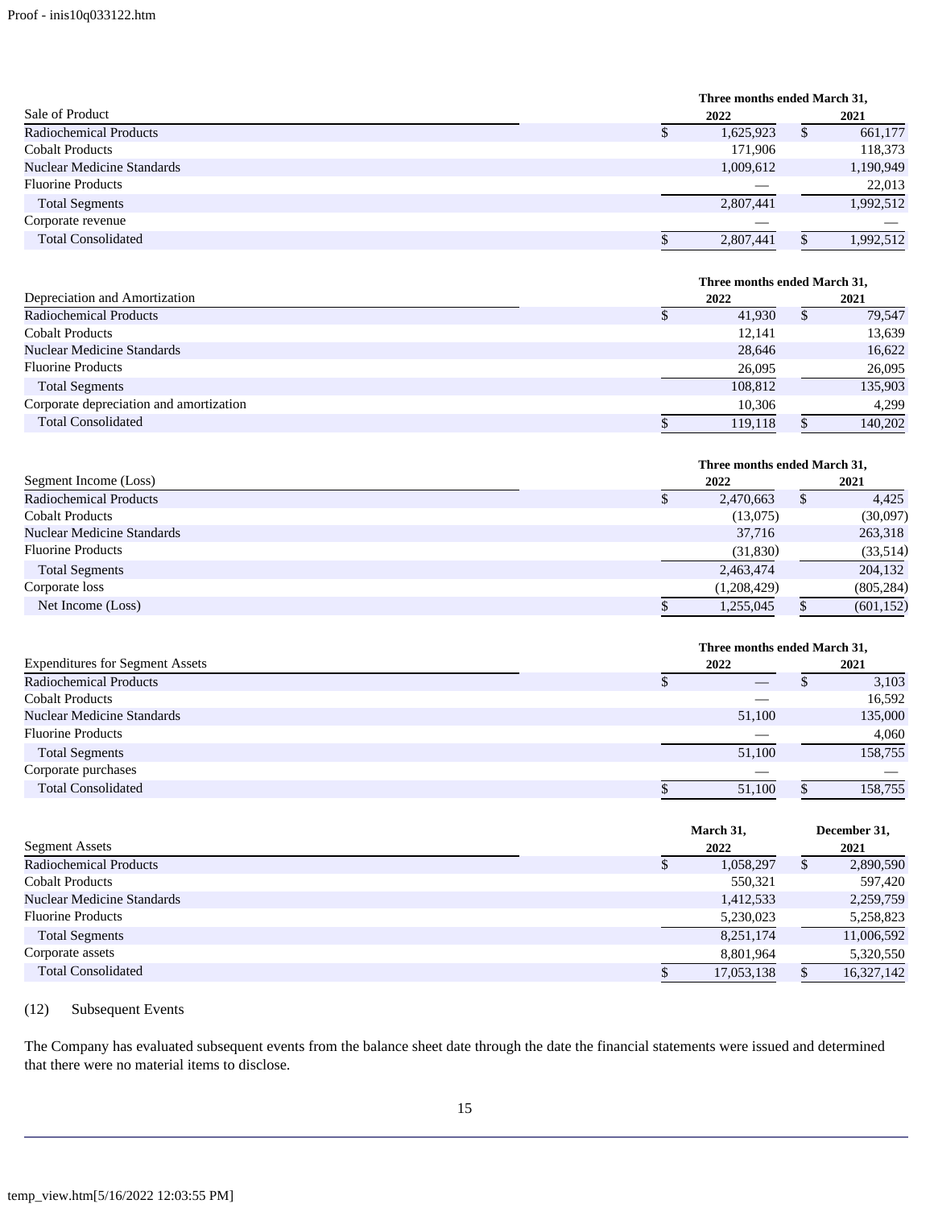| Sale of Product | Three months ended March 31, 2022 | 2021 |
|---|---|---|
| Radiochemical Products | $ 1,625,923 | $ 661,177 |
| Cobalt Products | 171,906 | 118,373 |
| Nuclear Medicine Standards | 1,009,612 | 1,190,949 |
| Fluorine Products | — | 22,013 |
| Total Segments | 2,807,441 | 1,992,512 |
| Corporate revenue | — | — |
| Total Consolidated | $ 2,807,441 | $ 1,992,512 |

| Depreciation and Amortization | Three months ended March 31, 2022 | 2021 |
|---|---|---|
| Radiochemical Products | $ 41,930 | $ 79,547 |
| Cobalt Products | 12,141 | 13,639 |
| Nuclear Medicine Standards | 28,646 | 16,622 |
| Fluorine Products | 26,095 | 26,095 |
| Total Segments | 108,812 | 135,903 |
| Corporate depreciation and amortization | 10,306 | 4,299 |
| Total Consolidated | $ 119,118 | $ 140,202 |

| Segment Income (Loss) | Three months ended March 31, 2022 | 2021 |
|---|---|---|
| Radiochemical Products | $ 2,470,663 | $ 4,425 |
| Cobalt Products | (13,075) | (30,097) |
| Nuclear Medicine Standards | 37,716 | 263,318 |
| Fluorine Products | (31,830) | (33,514) |
| Total Segments | 2,463,474 | 204,132 |
| Corporate loss | (1,208,429) | (805,284) |
| Net Income (Loss) | $ 1,255,045 | $ (601,152) |

| Expenditures for Segment Assets | Three months ended March 31, 2022 | 2021 |
|---|---|---|
| Radiochemical Products | $ — | $ 3,103 |
| Cobalt Products | — | 16,592 |
| Nuclear Medicine Standards | 51,100 | 135,000 |
| Fluorine Products | — | 4,060 |
| Total Segments | 51,100 | 158,755 |
| Corporate purchases | — | — |
| Total Consolidated | $ 51,100 | $ 158,755 |

| Segment Assets | March 31, 2022 | December 31, 2021 |
|---|---|---|
| Radiochemical Products | $ 1,058,297 | $ 2,890,590 |
| Cobalt Products | 550,321 | 597,420 |
| Nuclear Medicine Standards | 1,412,533 | 2,259,759 |
| Fluorine Products | 5,230,023 | 5,258,823 |
| Total Segments | 8,251,174 | 11,006,592 |
| Corporate assets | 8,801,964 | 5,320,550 |
| Total Consolidated | $ 17,053,138 | $ 16,327,142 |

(12) Subsequent Events

The Company has evaluated subsequent events from the balance sheet date through the date the financial statements were issued and determined that there were no material items to disclose.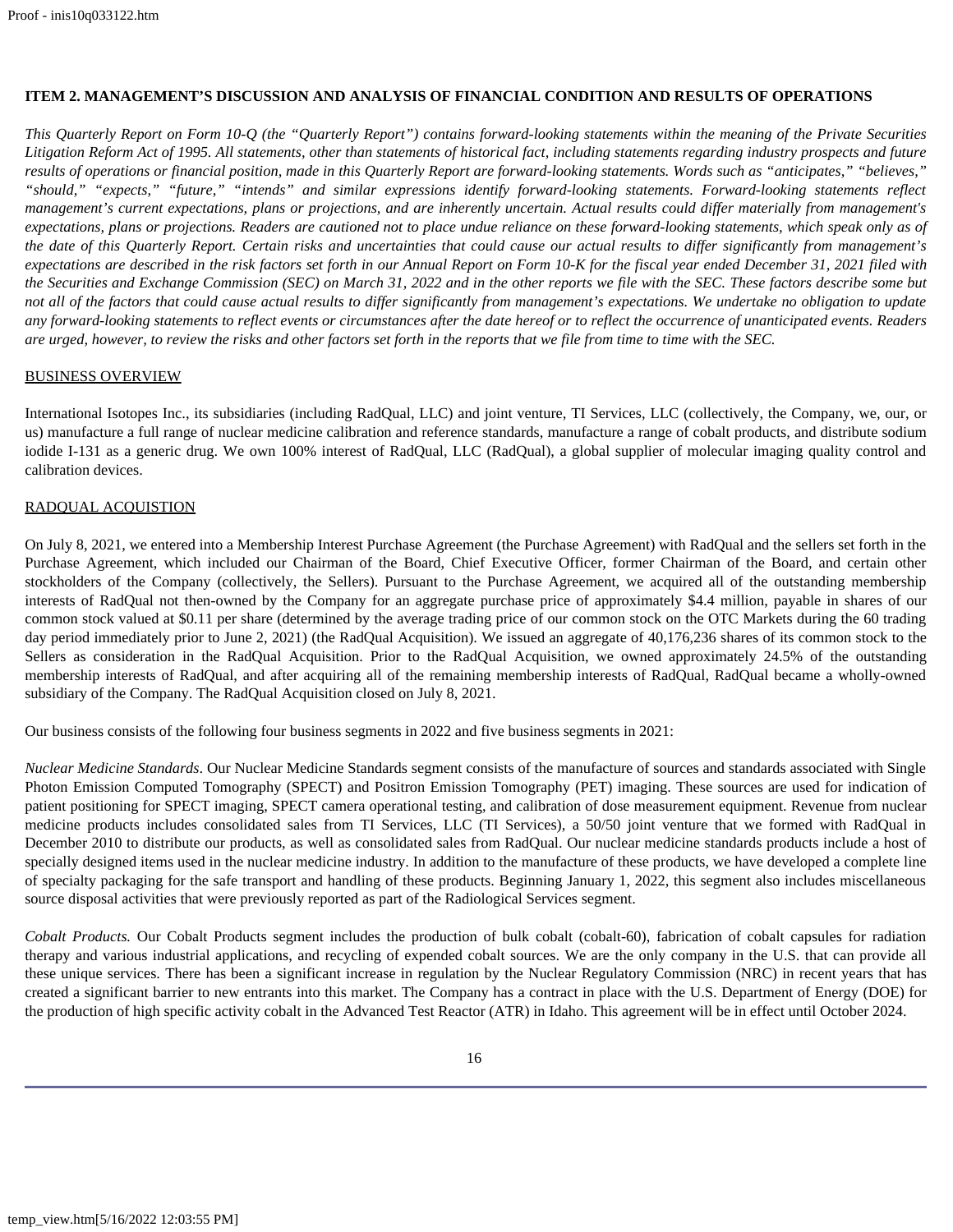**ITEM 2. MANAGEMENT'S DISCUSSION AND ANALYSIS OF FINANCIAL CONDITION AND RESULTS OF OPERATIONS**

*This Quarterly Report on Form 10-Q (the "Quarterly Report") contains forward-looking statements within the meaning of the Private Securities Litigation Reform Act of 1995. All statements, other than statements of historical fact, including statements regarding industry prospects and future results of operations or financial position, made in this Quarterly Report are forward-looking statements. Words such as "anticipates," "believes," "should," "expects," "future," "intends" and similar expressions identify forward-looking statements. Forward-looking statements reflect management's current expectations, plans or projections, and are inherently uncertain. Actual results could differ materially from management's expectations, plans or projections. Readers are cautioned not to place undue reliance on these forward-looking statements, which speak only as of the date of this Quarterly Report. Certain risks and uncertainties that could cause our actual results to differ significantly from management's expectations are described in the risk factors set forth in our Annual Report on Form 10-K for the fiscal year ended December 31, 2021 filed with the Securities and Exchange Commission (SEC) on March 31, 2022 and in the other reports we file with the SEC. These factors describe some but not all of the factors that could cause actual results to differ significantly from management's expectations. We undertake no obligation to update any forward-looking statements to reflect events or circumstances after the date hereof or to reflect the occurrence of unanticipated events. Readers are urged, however, to review the risks and other factors set forth in the reports that we file from time to time with the SEC.*

BUSINESS OVERVIEW

International Isotopes Inc., its subsidiaries (including RadQual, LLC) and joint venture, TI Services, LLC (collectively, the Company, we, our, or us) manufacture a full range of nuclear medicine calibration and reference standards, manufacture a range of cobalt products, and distribute sodium iodide I-131 as a generic drug. We own 100% interest of RadQual, LLC (RadQual), a global supplier of molecular imaging quality control and calibration devices.

RADQUAL ACQUISTION

On July 8, 2021, we entered into a Membership Interest Purchase Agreement (the Purchase Agreement) with RadQual and the sellers set forth in the Purchase Agreement, which included our Chairman of the Board, Chief Executive Officer, former Chairman of the Board, and certain other stockholders of the Company (collectively, the Sellers). Pursuant to the Purchase Agreement, we acquired all of the outstanding membership interests of RadQual not then-owned by the Company for an aggregate purchase price of approximately $4.4 million, payable in shares of our common stock valued at $0.11 per share (determined by the average trading price of our common stock on the OTC Markets during the 60 trading day period immediately prior to June 2, 2021) (the RadQual Acquisition). We issued an aggregate of 40,176,236 shares of its common stock to the Sellers as consideration in the RadQual Acquisition. Prior to the RadQual Acquisition, we owned approximately 24.5% of the outstanding membership interests of RadQual, and after acquiring all of the remaining membership interests of RadQual, RadQual became a wholly-owned subsidiary of the Company. The RadQual Acquisition closed on July 8, 2021.

Our business consists of the following four business segments in 2022 and five business segments in 2021:

*Nuclear Medicine Standards*. Our Nuclear Medicine Standards segment consists of the manufacture of sources and standards associated with Single Photon Emission Computed Tomography (SPECT) and Positron Emission Tomography (PET) imaging. These sources are used for indication of patient positioning for SPECT imaging, SPECT camera operational testing, and calibration of dose measurement equipment. Revenue from nuclear medicine products includes consolidated sales from TI Services, LLC (TI Services), a 50/50 joint venture that we formed with RadQual in December 2010 to distribute our products, as well as consolidated sales from RadQual. Our nuclear medicine standards products include a host of specially designed items used in the nuclear medicine industry. In addition to the manufacture of these products, we have developed a complete line of specialty packaging for the safe transport and handling of these products. Beginning January 1, 2022, this segment also includes miscellaneous source disposal activities that were previously reported as part of the Radiological Services segment.

*Cobalt Products.* Our Cobalt Products segment includes the production of bulk cobalt (cobalt-60), fabrication of cobalt capsules for radiation therapy and various industrial applications, and recycling of expended cobalt sources. We are the only company in the U.S. that can provide all these unique services. There has been a significant increase in regulation by the Nuclear Regulatory Commission (NRC) in recent years that has created a significant barrier to new entrants into this market. The Company has a contract in place with the U.S. Department of Energy (DOE) for the production of high specific activity cobalt in the Advanced Test Reactor (ATR) in Idaho. This agreement will be in effect until October 2024.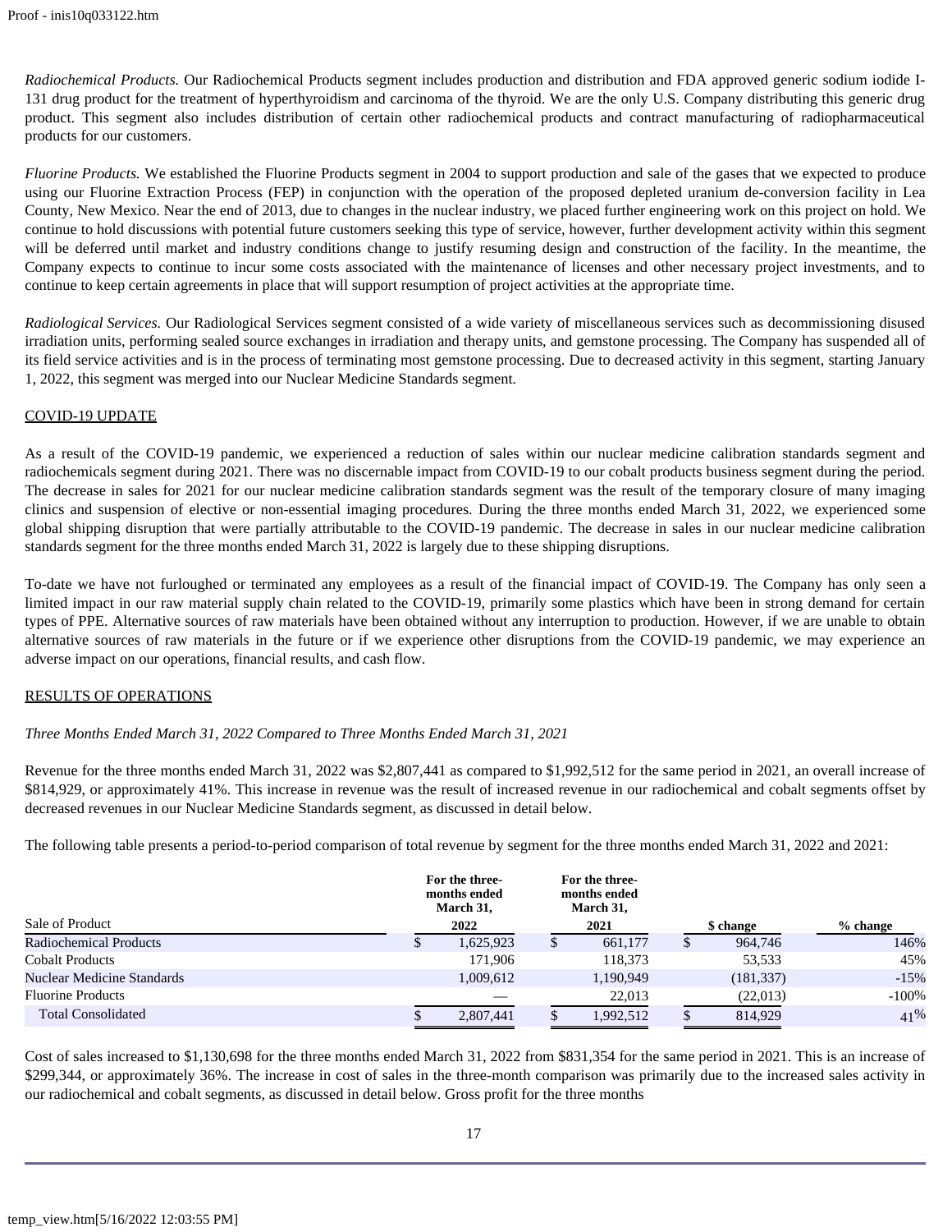*Radiochemical Products.* Our Radiochemical Products segment includes production and distribution and FDA approved generic sodium iodide I-131 drug product for the treatment of hyperthyroidism and carcinoma of the thyroid. We are the only U.S. Company distributing this generic drug product. This segment also includes distribution of certain other radiochemical products and contract manufacturing of radiopharmaceutical products for our customers.

*Fluorine Products.* We established the Fluorine Products segment in 2004 to support production and sale of the gases that we expected to produce using our Fluorine Extraction Process (FEP) in conjunction with the operation of the proposed depleted uranium de-conversion facility in Lea County, New Mexico. Near the end of 2013, due to changes in the nuclear industry, we placed further engineering work on this project on hold. We continue to hold discussions with potential future customers seeking this type of service, however, further development activity within this segment will be deferred until market and industry conditions change to justify resuming design and construction of the facility. In the meantime, the Company expects to continue to incur some costs associated with the maintenance of licenses and other necessary project investments, and to continue to keep certain agreements in place that will support resumption of project activities at the appropriate time.

*Radiological Services.* Our Radiological Services segment consisted of a wide variety of miscellaneous services such as decommissioning disused irradiation units, performing sealed source exchanges in irradiation and therapy units, and gemstone processing. The Company has suspended all of its field service activities and is in the process of terminating most gemstone processing. Due to decreased activity in this segment, starting January 1, 2022, this segment was merged into our Nuclear Medicine Standards segment.

COVID-19 UPDATE

As a result of the COVID-19 pandemic, we experienced a reduction of sales within our nuclear medicine calibration standards segment and radiochemicals segment during 2021. There was no discernable impact from COVID-19 to our cobalt products business segment during the period. The decrease in sales for 2021 for our nuclear medicine calibration standards segment was the result of the temporary closure of many imaging clinics and suspension of elective or non-essential imaging procedures. During the three months ended March 31, 2022, we experienced some global shipping disruption that were partially attributable to the COVID-19 pandemic. The decrease in sales in our nuclear medicine calibration standards segment for the three months ended March 31, 2022 is largely due to these shipping disruptions.

To-date we have not furloughed or terminated any employees as a result of the financial impact of COVID-19. The Company has only seen a limited impact in our raw material supply chain related to the COVID-19, primarily some plastics which have been in strong demand for certain types of PPE. Alternative sources of raw materials have been obtained without any interruption to production. However, if we are unable to obtain alternative sources of raw materials in the future or if we experience other disruptions from the COVID-19 pandemic, we may experience an adverse impact on our operations, financial results, and cash flow.

RESULTS OF OPERATIONS

*Three Months Ended March 31, 2022 Compared to Three Months Ended March 31, 2021*

Revenue for the three months ended March 31, 2022 was $2,807,441 as compared to $1,992,512 for the same period in 2021, an overall increase of $814,929, or approximately 41%. This increase in revenue was the result of increased revenue in our radiochemical and cobalt segments offset by decreased revenues in our Nuclear Medicine Standards segment, as discussed in detail below.

The following table presents a period-to-period comparison of total revenue by segment for the three months ended March 31, 2022 and 2021:

| Sale of Product | For the three-months ended March 31, 2022 | For the three-months ended March 31, 2021 | $ change | % change |
|---|---|---|---|---|
| Radiochemical Products | $ 1,625,923 | $ 661,177 | $ 964,746 | 146% |
| Cobalt Products | 171,906 | 118,373 | 53,533 | 45% |
| Nuclear Medicine Standards | 1,009,612 | 1,190,949 | (181,337) | -15% |
| Fluorine Products | — | 22,013 | (22,013) | -100% |
| Total Consolidated | $ 2,807,441 | $ 1,992,512 | $ 814,929 | 41% |

Cost of sales increased to $1,130,698 for the three months ended March 31, 2022 from $831,354 for the same period in 2021. This is an increase of $299,344, or approximately 36%. The increase in cost of sales in the three-month comparison was primarily due to the increased sales activity in our radiochemical and cobalt segments, as discussed in detail below. Gross profit for the three months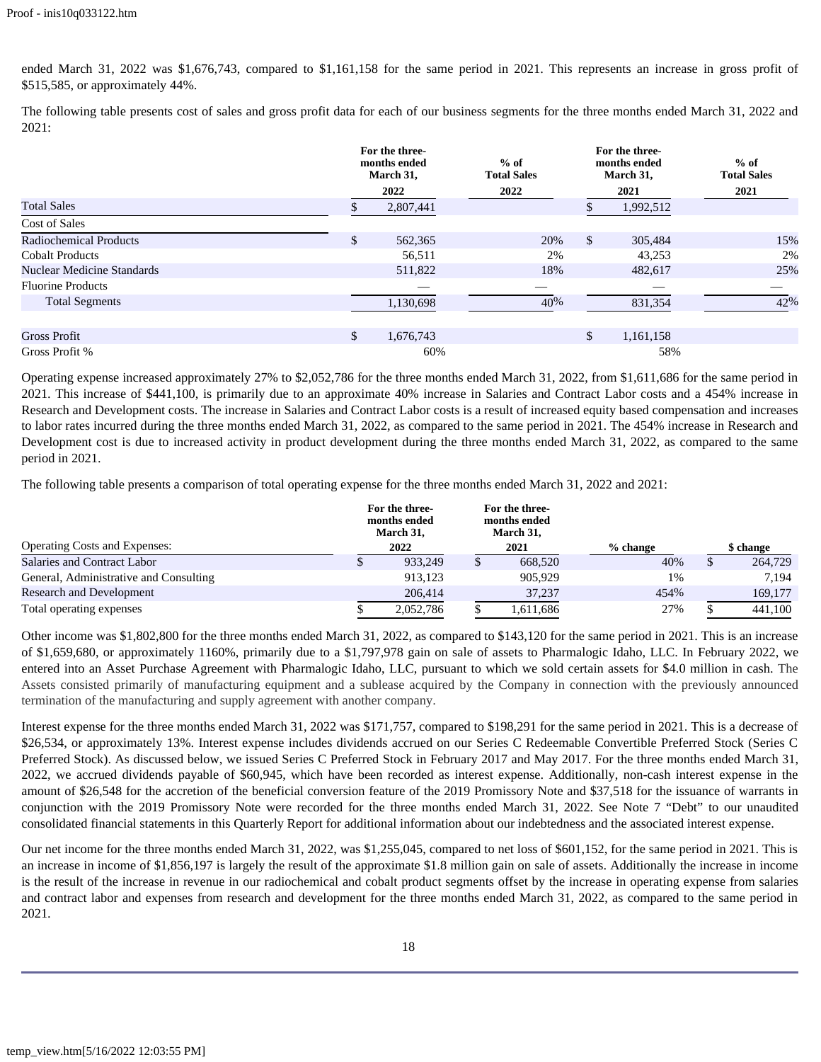ended March 31, 2022 was $1,676,743, compared to $1,161,158 for the same period in 2021. This represents an increase in gross profit of $515,585, or approximately 44%.

The following table presents cost of sales and gross profit data for each of our business segments for the three months ended March 31, 2022 and 2021:

| | For the three-months ended March 31, 2022 | % of Total Sales 2022 | For the three-months ended March 31, 2021 | % of Total Sales 2021 |
|---|---|---|---|---|
| Total Sales | $ 2,807,441 | | $ 1,992,512 | |
| Cost of Sales | | | | |
| Radiochemical Products | $ 562,365 | 20% | $ 305,484 | 15% |
| Cobalt Products | 56,511 | 2% | 43,253 | 2% |
| Nuclear Medicine Standards | 511,822 | 18% | 482,617 | 25% |
| Fluorine Products | — | — | — | — |
| Total Segments | 1,130,698 | 40% | 831,354 | 42% |
| Gross Profit | $ 1,676,743 | | $ 1,161,158 | |
| Gross Profit % | 60% | | 58% | |

Operating expense increased approximately 27% to $2,052,786 for the three months ended March 31, 2022, from $1,611,686 for the same period in 2021. This increase of $441,100, is primarily due to an approximate 40% increase in Salaries and Contract Labor costs and a 454% increase in Research and Development costs. The increase in Salaries and Contract Labor costs is a result of increased equity based compensation and increases to labor rates incurred during the three months ended March 31, 2022, as compared to the same period in 2021. The 454% increase in Research and Development cost is due to increased activity in product development during the three months ended March 31, 2022, as compared to the same period in 2021.

The following table presents a comparison of total operating expense for the three months ended March 31, 2022 and 2021:

| Operating Costs and Expenses: | For the three-months ended March 31, 2022 | For the three-months ended March 31, 2021 | % change | $ change |
|---|---|---|---|---|
| Salaries and Contract Labor | $ 933,249 | $ 668,520 | 40% | $ 264,729 |
| General, Administrative and Consulting | 913,123 | 905,929 | 1% | 7,194 |
| Research and Development | 206,414 | 37,237 | 454% | 169,177 |
| Total operating expenses | $ 2,052,786 | $ 1,611,686 | 27% | $ 441,100 |

Other income was $1,802,800 for the three months ended March 31, 2022, as compared to $143,120 for the same period in 2021. This is an increase of $1,659,680, or approximately 1160%, primarily due to a $1,797,978 gain on sale of assets to Pharmalogic Idaho, LLC. In February 2022, we entered into an Asset Purchase Agreement with Pharmalogic Idaho, LLC, pursuant to which we sold certain assets for $4.0 million in cash. The Assets consisted primarily of manufacturing equipment and a sublease acquired by the Company in connection with the previously announced termination of the manufacturing and supply agreement with another company.

Interest expense for the three months ended March 31, 2022 was $171,757, compared to $198,291 for the same period in 2021. This is a decrease of $26,534, or approximately 13%. Interest expense includes dividends accrued on our Series C Redeemable Convertible Preferred Stock (Series C Preferred Stock). As discussed below, we issued Series C Preferred Stock in February 2017 and May 2017. For the three months ended March 31, 2022, we accrued dividends payable of $60,945, which have been recorded as interest expense. Additionally, non-cash interest expense in the amount of $26,548 for the accretion of the beneficial conversion feature of the 2019 Promissory Note and $37,518 for the issuance of warrants in conjunction with the 2019 Promissory Note were recorded for the three months ended March 31, 2022. See Note 7 "Debt" to our unaudited consolidated financial statements in this Quarterly Report for additional information about our indebtedness and the associated interest expense.

Our net income for the three months ended March 31, 2022, was $1,255,045, compared to net loss of $601,152, for the same period in 2021. This is an increase in income of $1,856,197 is largely the result of the approximate $1.8 million gain on sale of assets. Additionally the increase in income is the result of the increase in revenue in our radiochemical and cobalt product segments offset by the increase in operating expense from salaries and contract labor and expenses from research and development for the three months ended March 31, 2022, as compared to the same period in 2021.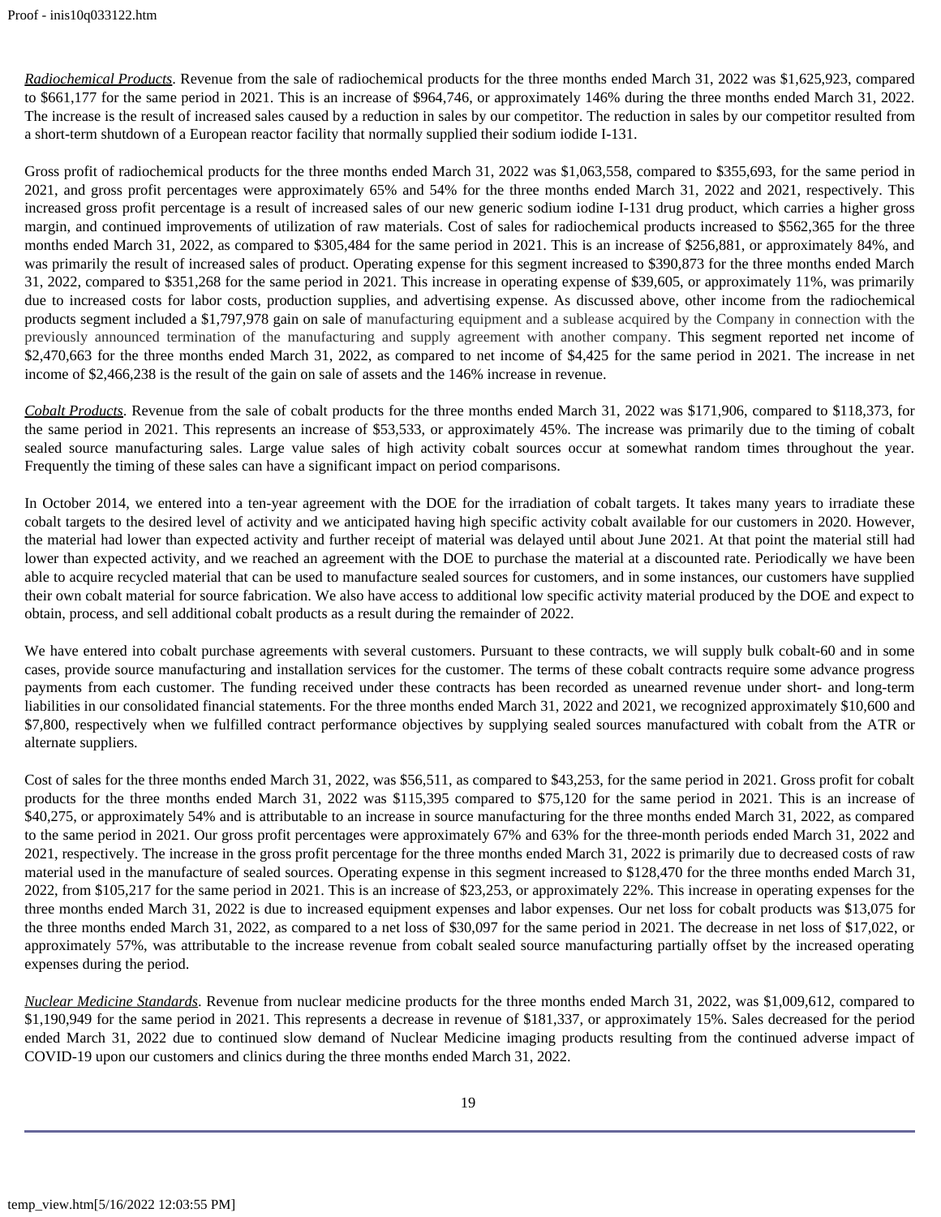*Radiochemical Products*. Revenue from the sale of radiochemical products for the three months ended March 31, 2022 was $1,625,923, compared to $661,177 for the same period in 2021. This is an increase of $964,746, or approximately 146% during the three months ended March 31, 2022. The increase is the result of increased sales caused by a reduction in sales by our competitor. The reduction in sales by our competitor resulted from a short-term shutdown of a European reactor facility that normally supplied their sodium iodide I-131.

Gross profit of radiochemical products for the three months ended March 31, 2022 was $1,063,558, compared to $355,693, for the same period in 2021, and gross profit percentages were approximately 65% and 54% for the three months ended March 31, 2022 and 2021, respectively. This increased gross profit percentage is a result of increased sales of our new generic sodium iodine I-131 drug product, which carries a higher gross margin, and continued improvements of utilization of raw materials. Cost of sales for radiochemical products increased to $562,365 for the three months ended March 31, 2022, as compared to $305,484 for the same period in 2021. This is an increase of $256,881, or approximately 84%, and was primarily the result of increased sales of product. Operating expense for this segment increased to $390,873 for the three months ended March 31, 2022, compared to $351,268 for the same period in 2021. This increase in operating expense of $39,605, or approximately 11%, was primarily due to increased costs for labor costs, production supplies, and advertising expense. As discussed above, other income from the radiochemical products segment included a $1,797,978 gain on sale of manufacturing equipment and a sublease acquired by the Company in connection with the previously announced termination of the manufacturing and supply agreement with another company. This segment reported net income of $2,470,663 for the three months ended March 31, 2022, as compared to net income of $4,425 for the same period in 2021. The increase in net income of $2,466,238 is the result of the gain on sale of assets and the 146% increase in revenue.

*Cobalt Products*. Revenue from the sale of cobalt products for the three months ended March 31, 2022 was $171,906, compared to $118,373, for the same period in 2021. This represents an increase of $53,533, or approximately 45%. The increase was primarily due to the timing of cobalt sealed source manufacturing sales. Large value sales of high activity cobalt sources occur at somewhat random times throughout the year. Frequently the timing of these sales can have a significant impact on period comparisons.

In October 2014, we entered into a ten-year agreement with the DOE for the irradiation of cobalt targets. It takes many years to irradiate these cobalt targets to the desired level of activity and we anticipated having high specific activity cobalt available for our customers in 2020. However, the material had lower than expected activity and further receipt of material was delayed until about June 2021. At that point the material still had lower than expected activity, and we reached an agreement with the DOE to purchase the material at a discounted rate. Periodically we have been able to acquire recycled material that can be used to manufacture sealed sources for customers, and in some instances, our customers have supplied their own cobalt material for source fabrication. We also have access to additional low specific activity material produced by the DOE and expect to obtain, process, and sell additional cobalt products as a result during the remainder of 2022.

We have entered into cobalt purchase agreements with several customers. Pursuant to these contracts, we will supply bulk cobalt-60 and in some cases, provide source manufacturing and installation services for the customer. The terms of these cobalt contracts require some advance progress payments from each customer. The funding received under these contracts has been recorded as unearned revenue under short- and long-term liabilities in our consolidated financial statements. For the three months ended March 31, 2022 and 2021, we recognized approximately $10,600 and $7,800, respectively when we fulfilled contract performance objectives by supplying sealed sources manufactured with cobalt from the ATR or alternate suppliers.

Cost of sales for the three months ended March 31, 2022, was $56,511, as compared to $43,253, for the same period in 2021. Gross profit for cobalt products for the three months ended March 31, 2022 was $115,395 compared to $75,120 for the same period in 2021. This is an increase of $40,275, or approximately 54% and is attributable to an increase in source manufacturing for the three months ended March 31, 2022, as compared to the same period in 2021. Our gross profit percentages were approximately 67% and 63% for the three-month periods ended March 31, 2022 and 2021, respectively. The increase in the gross profit percentage for the three months ended March 31, 2022 is primarily due to decreased costs of raw material used in the manufacture of sealed sources. Operating expense in this segment increased to $128,470 for the three months ended March 31, 2022, from $105,217 for the same period in 2021. This is an increase of $23,253, or approximately 22%. This increase in operating expenses for the three months ended March 31, 2022 is due to increased equipment expenses and labor expenses. Our net loss for cobalt products was $13,075 for the three months ended March 31, 2022, as compared to a net loss of $30,097 for the same period in 2021. The decrease in net loss of $17,022, or approximately 57%, was attributable to the increase revenue from cobalt sealed source manufacturing partially offset by the increased operating expenses during the period.

*Nuclear Medicine Standards*. Revenue from nuclear medicine products for the three months ended March 31, 2022, was $1,009,612, compared to $1,190,949 for the same period in 2021. This represents a decrease in revenue of $181,337, or approximately 15%. Sales decreased for the period ended March 31, 2022 due to continued slow demand of Nuclear Medicine imaging products resulting from the continued adverse impact of COVID-19 upon our customers and clinics during the three months ended March 31, 2022.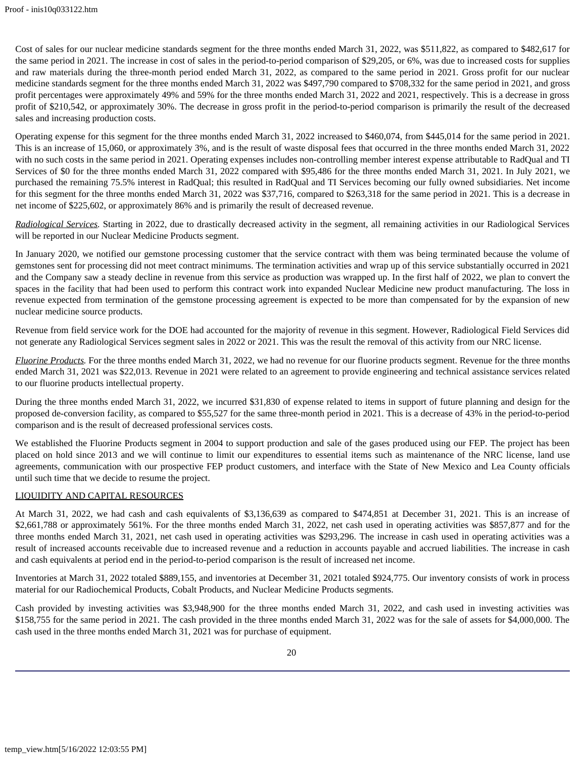Cost of sales for our nuclear medicine standards segment for the three months ended March 31, 2022, was $511,822, as compared to $482,617 for the same period in 2021. The increase in cost of sales in the period-to-period comparison of $29,205, or 6%, was due to increased costs for supplies and raw materials during the three-month period ended March 31, 2022, as compared to the same period in 2021. Gross profit for our nuclear medicine standards segment for the three months ended March 31, 2022 was $497,790 compared to $708,332 for the same period in 2021, and gross profit percentages were approximately 49% and 59% for the three months ended March 31, 2022 and 2021, respectively. This is a decrease in gross profit of $210,542, or approximately 30%. The decrease in gross profit in the period-to-period comparison is primarily the result of the decreased sales and increasing production costs.

Operating expense for this segment for the three months ended March 31, 2022 increased to $460,074, from $445,014 for the same period in 2021. This is an increase of 15,060, or approximately 3%, and is the result of waste disposal fees that occurred in the three months ended March 31, 2022 with no such costs in the same period in 2021. Operating expenses includes non-controlling member interest expense attributable to RadQual and TI Services of $0 for the three months ended March 31, 2022 compared with $95,486 for the three months ended March 31, 2021. In July 2021, we purchased the remaining 75.5% interest in RadQual; this resulted in RadQual and TI Services becoming our fully owned subsidiaries. Net income for this segment for the three months ended March 31, 2022 was $37,716, compared to $263,318 for the same period in 2021. This is a decrease in net income of $225,602, or approximately 86% and is primarily the result of decreased revenue.

*Radiological Services.* Starting in 2022, due to drastically decreased activity in the segment, all remaining activities in our Radiological Services will be reported in our Nuclear Medicine Products segment.

In January 2020, we notified our gemstone processing customer that the service contract with them was being terminated because the volume of gemstones sent for processing did not meet contract minimums. The termination activities and wrap up of this service substantially occurred in 2021 and the Company saw a steady decline in revenue from this service as production was wrapped up. In the first half of 2022, we plan to convert the spaces in the facility that had been used to perform this contract work into expanded Nuclear Medicine new product manufacturing. The loss in revenue expected from termination of the gemstone processing agreement is expected to be more than compensated for by the expansion of new nuclear medicine source products.

Revenue from field service work for the DOE had accounted for the majority of revenue in this segment. However, Radiological Field Services did not generate any Radiological Services segment sales in 2022 or 2021. This was the result the removal of this activity from our NRC license.

*Fluorine Products.* For the three months ended March 31, 2022, we had no revenue for our fluorine products segment. Revenue for the three months ended March 31, 2021 was $22,013. Revenue in 2021 were related to an agreement to provide engineering and technical assistance services related to our fluorine products intellectual property.

During the three months ended March 31, 2022, we incurred $31,830 of expense related to items in support of future planning and design for the proposed de-conversion facility, as compared to $55,527 for the same three-month period in 2021. This is a decrease of 43% in the period-to-period comparison and is the result of decreased professional services costs.

We established the Fluorine Products segment in 2004 to support production and sale of the gases produced using our FEP. The project has been placed on hold since 2013 and we will continue to limit our expenditures to essential items such as maintenance of the NRC license, land use agreements, communication with our prospective FEP product customers, and interface with the State of New Mexico and Lea County officials until such time that we decide to resume the project.

## LIQUIDITY AND CAPITAL RESOURCES

At March 31, 2022, we had cash and cash equivalents of $3,136,639 as compared to $474,851 at December 31, 2021. This is an increase of $2,661,788 or approximately 561%. For the three months ended March 31, 2022, net cash used in operating activities was $857,877 and for the three months ended March 31, 2021, net cash used in operating activities was $293,296. The increase in cash used in operating activities was a result of increased accounts receivable due to increased revenue and a reduction in accounts payable and accrued liabilities. The increase in cash and cash equivalents at period end in the period-to-period comparison is the result of increased net income.

Inventories at March 31, 2022 totaled $889,155, and inventories at December 31, 2021 totaled $924,775. Our inventory consists of work in process material for our Radiochemical Products, Cobalt Products, and Nuclear Medicine Products segments.

Cash provided by investing activities was $3,948,900 for the three months ended March 31, 2022, and cash used in investing activities was $158,755 for the same period in 2021. The cash provided in the three months ended March 31, 2022 was for the sale of assets for $4,000,000. The cash used in the three months ended March 31, 2021 was for purchase of equipment.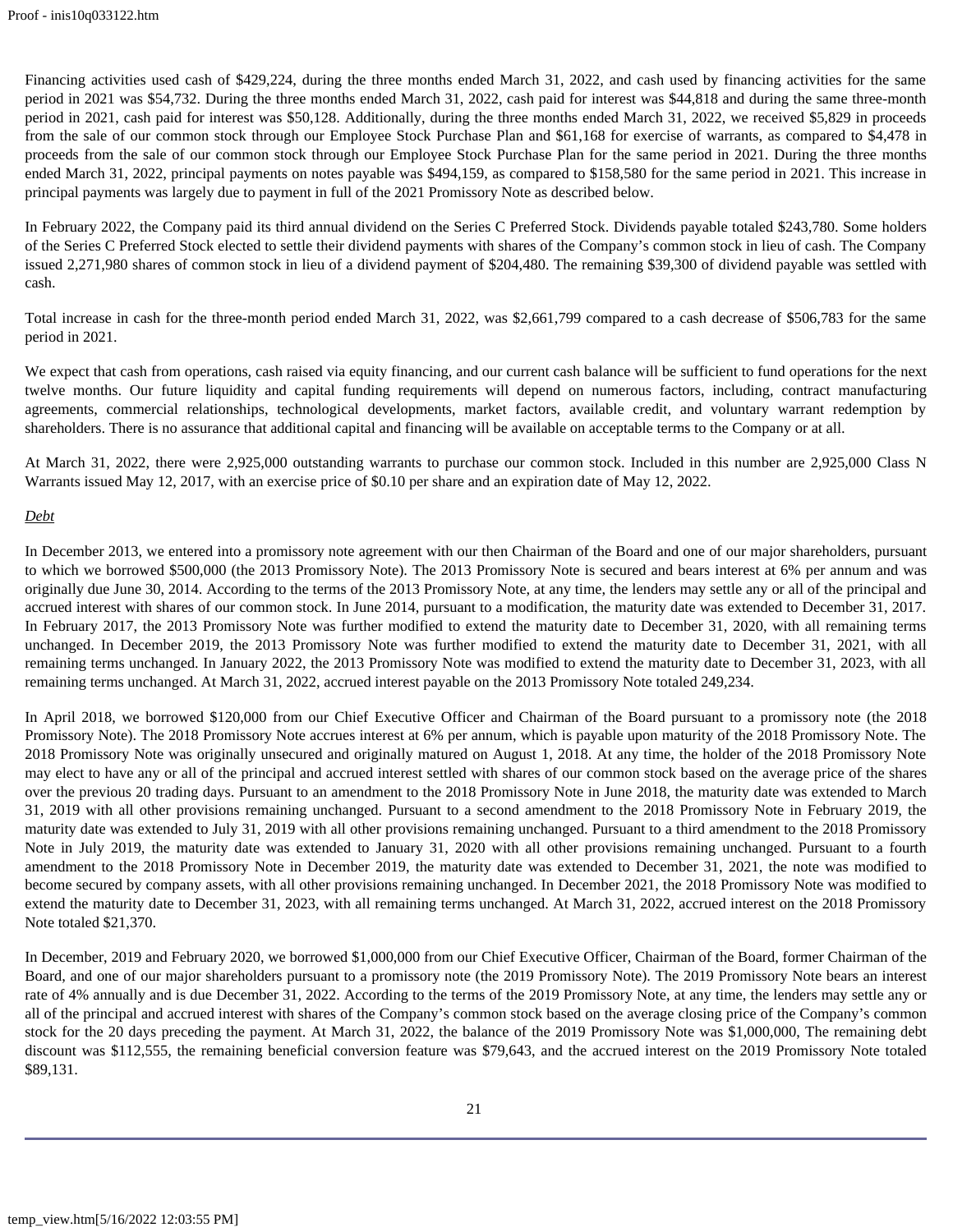Financing activities used cash of $429,224, during the three months ended March 31, 2022, and cash used by financing activities for the same period in 2021 was $54,732. During the three months ended March 31, 2022, cash paid for interest was $44,818 and during the same three-month period in 2021, cash paid for interest was $50,128. Additionally, during the three months ended March 31, 2022, we received $5,829 in proceeds from the sale of our common stock through our Employee Stock Purchase Plan and $61,168 for exercise of warrants, as compared to $4,478 in proceeds from the sale of our common stock through our Employee Stock Purchase Plan for the same period in 2021. During the three months ended March 31, 2022, principal payments on notes payable was $494,159, as compared to $158,580 for the same period in 2021. This increase in principal payments was largely due to payment in full of the 2021 Promissory Note as described below.

In February 2022, the Company paid its third annual dividend on the Series C Preferred Stock. Dividends payable totaled $243,780. Some holders of the Series C Preferred Stock elected to settle their dividend payments with shares of the Company's common stock in lieu of cash. The Company issued 2,271,980 shares of common stock in lieu of a dividend payment of $204,480. The remaining $39,300 of dividend payable was settled with cash.

Total increase in cash for the three-month period ended March 31, 2022, was $2,661,799 compared to a cash decrease of $506,783 for the same period in 2021.

We expect that cash from operations, cash raised via equity financing, and our current cash balance will be sufficient to fund operations for the next twelve months. Our future liquidity and capital funding requirements will depend on numerous factors, including, contract manufacturing agreements, commercial relationships, technological developments, market factors, available credit, and voluntary warrant redemption by shareholders. There is no assurance that additional capital and financing will be available on acceptable terms to the Company or at all.

At March 31, 2022, there were 2,925,000 outstanding warrants to purchase our common stock. Included in this number are 2,925,000 Class N Warrants issued May 12, 2017, with an exercise price of $0.10 per share and an expiration date of May 12, 2022.

*Debt*

In December 2013, we entered into a promissory note agreement with our then Chairman of the Board and one of our major shareholders, pursuant to which we borrowed $500,000 (the 2013 Promissory Note). The 2013 Promissory Note is secured and bears interest at 6% per annum and was originally due June 30, 2014. According to the terms of the 2013 Promissory Note, at any time, the lenders may settle any or all of the principal and accrued interest with shares of our common stock. In June 2014, pursuant to a modification, the maturity date was extended to December 31, 2017. In February 2017, the 2013 Promissory Note was further modified to extend the maturity date to December 31, 2020, with all remaining terms unchanged. In December 2019, the 2013 Promissory Note was further modified to extend the maturity date to December 31, 2021, with all remaining terms unchanged. In January 2022, the 2013 Promissory Note was modified to extend the maturity date to December 31, 2023, with all remaining terms unchanged. At March 31, 2022, accrued interest payable on the 2013 Promissory Note totaled 249,234.

In April 2018, we borrowed $120,000 from our Chief Executive Officer and Chairman of the Board pursuant to a promissory note (the 2018 Promissory Note). The 2018 Promissory Note accrues interest at 6% per annum, which is payable upon maturity of the 2018 Promissory Note. The 2018 Promissory Note was originally unsecured and originally matured on August 1, 2018. At any time, the holder of the 2018 Promissory Note may elect to have any or all of the principal and accrued interest settled with shares of our common stock based on the average price of the shares over the previous 20 trading days. Pursuant to an amendment to the 2018 Promissory Note in June 2018, the maturity date was extended to March 31, 2019 with all other provisions remaining unchanged. Pursuant to a second amendment to the 2018 Promissory Note in February 2019, the maturity date was extended to July 31, 2019 with all other provisions remaining unchanged. Pursuant to a third amendment to the 2018 Promissory Note in July 2019, the maturity date was extended to January 31, 2020 with all other provisions remaining unchanged. Pursuant to a fourth amendment to the 2018 Promissory Note in December 2019, the maturity date was extended to December 31, 2021, the note was modified to become secured by company assets, with all other provisions remaining unchanged. In December 2021, the 2018 Promissory Note was modified to extend the maturity date to December 31, 2023, with all remaining terms unchanged. At March 31, 2022, accrued interest on the 2018 Promissory Note totaled $21,370.

In December, 2019 and February 2020, we borrowed $1,000,000 from our Chief Executive Officer, Chairman of the Board, former Chairman of the Board, and one of our major shareholders pursuant to a promissory note (the 2019 Promissory Note). The 2019 Promissory Note bears an interest rate of 4% annually and is due December 31, 2022. According to the terms of the 2019 Promissory Note, at any time, the lenders may settle any or all of the principal and accrued interest with shares of the Company's common stock based on the average closing price of the Company's common stock for the 20 days preceding the payment. At March 31, 2022, the balance of the 2019 Promissory Note was $1,000,000, The remaining debt discount was $112,555, the remaining beneficial conversion feature was $79,643, and the accrued interest on the 2019 Promissory Note totaled $89,131.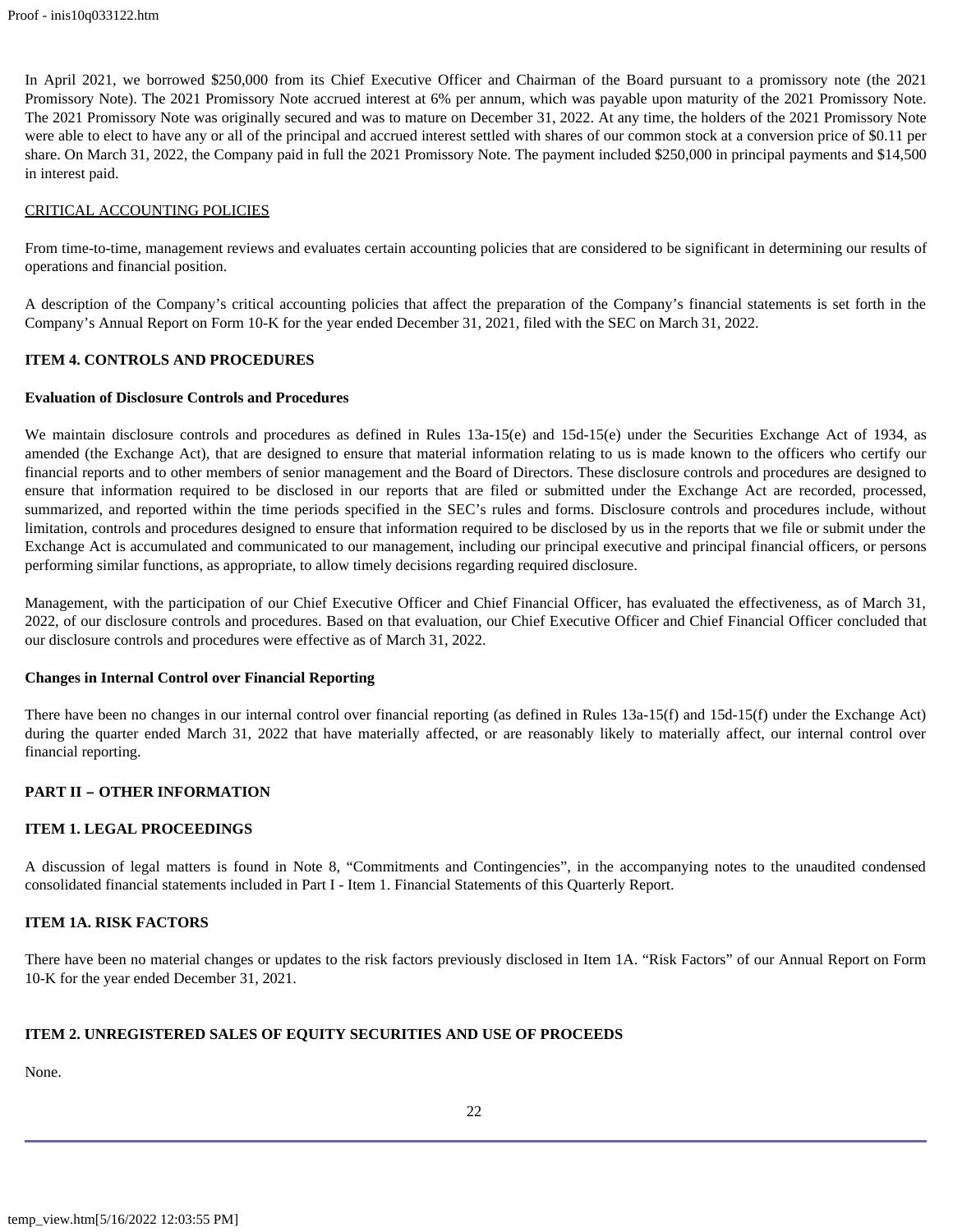In April 2021, we borrowed $250,000 from its Chief Executive Officer and Chairman of the Board pursuant to a promissory note (the 2021 Promissory Note). The 2021 Promissory Note accrued interest at 6% per annum, which was payable upon maturity of the 2021 Promissory Note. The 2021 Promissory Note was originally secured and was to mature on December 31, 2022. At any time, the holders of the 2021 Promissory Note were able to elect to have any or all of the principal and accrued interest settled with shares of our common stock at a conversion price of $0.11 per share. On March 31, 2022, the Company paid in full the 2021 Promissory Note. The payment included $250,000 in principal payments and $14,500 in interest paid.

CRITICAL ACCOUNTING POLICIES

From time-to-time, management reviews and evaluates certain accounting policies that are considered to be significant in determining our results of operations and financial position.

A description of the Company's critical accounting policies that affect the preparation of the Company's financial statements is set forth in the Company's Annual Report on Form 10-K for the year ended December 31, 2021, filed with the SEC on March 31, 2022.

## ITEM 4. CONTROLS AND PROCEDURES

### Evaluation of Disclosure Controls and Procedures

We maintain disclosure controls and procedures as defined in Rules 13a-15(e) and 15d-15(e) under the Securities Exchange Act of 1934, as amended (the Exchange Act), that are designed to ensure that material information relating to us is made known to the officers who certify our financial reports and to other members of senior management and the Board of Directors. These disclosure controls and procedures are designed to ensure that information required to be disclosed in our reports that are filed or submitted under the Exchange Act are recorded, processed, summarized, and reported within the time periods specified in the SEC's rules and forms. Disclosure controls and procedures include, without limitation, controls and procedures designed to ensure that information required to be disclosed by us in the reports that we file or submit under the Exchange Act is accumulated and communicated to our management, including our principal executive and principal financial officers, or persons performing similar functions, as appropriate, to allow timely decisions regarding required disclosure.

Management, with the participation of our Chief Executive Officer and Chief Financial Officer, has evaluated the effectiveness, as of March 31, 2022, of our disclosure controls and procedures. Based on that evaluation, our Chief Executive Officer and Chief Financial Officer concluded that our disclosure controls and procedures were effective as of March 31, 2022.

### Changes in Internal Control over Financial Reporting

There have been no changes in our internal control over financial reporting (as defined in Rules 13a-15(f) and 15d-15(f) under the Exchange Act) during the quarter ended March 31, 2022 that have materially affected, or are reasonably likely to materially affect, our internal control over financial reporting.

## PART II – OTHER INFORMATION

## ITEM 1. LEGAL PROCEEDINGS

A discussion of legal matters is found in Note 8, "Commitments and Contingencies", in the accompanying notes to the unaudited condensed consolidated financial statements included in Part I - Item 1. Financial Statements of this Quarterly Report.

## ITEM 1A. RISK FACTORS

There have been no material changes or updates to the risk factors previously disclosed in Item 1A. "Risk Factors" of our Annual Report on Form 10-K for the year ended December 31, 2021.

## ITEM 2. UNREGISTERED SALES OF EQUITY SECURITIES AND USE OF PROCEEDS

None.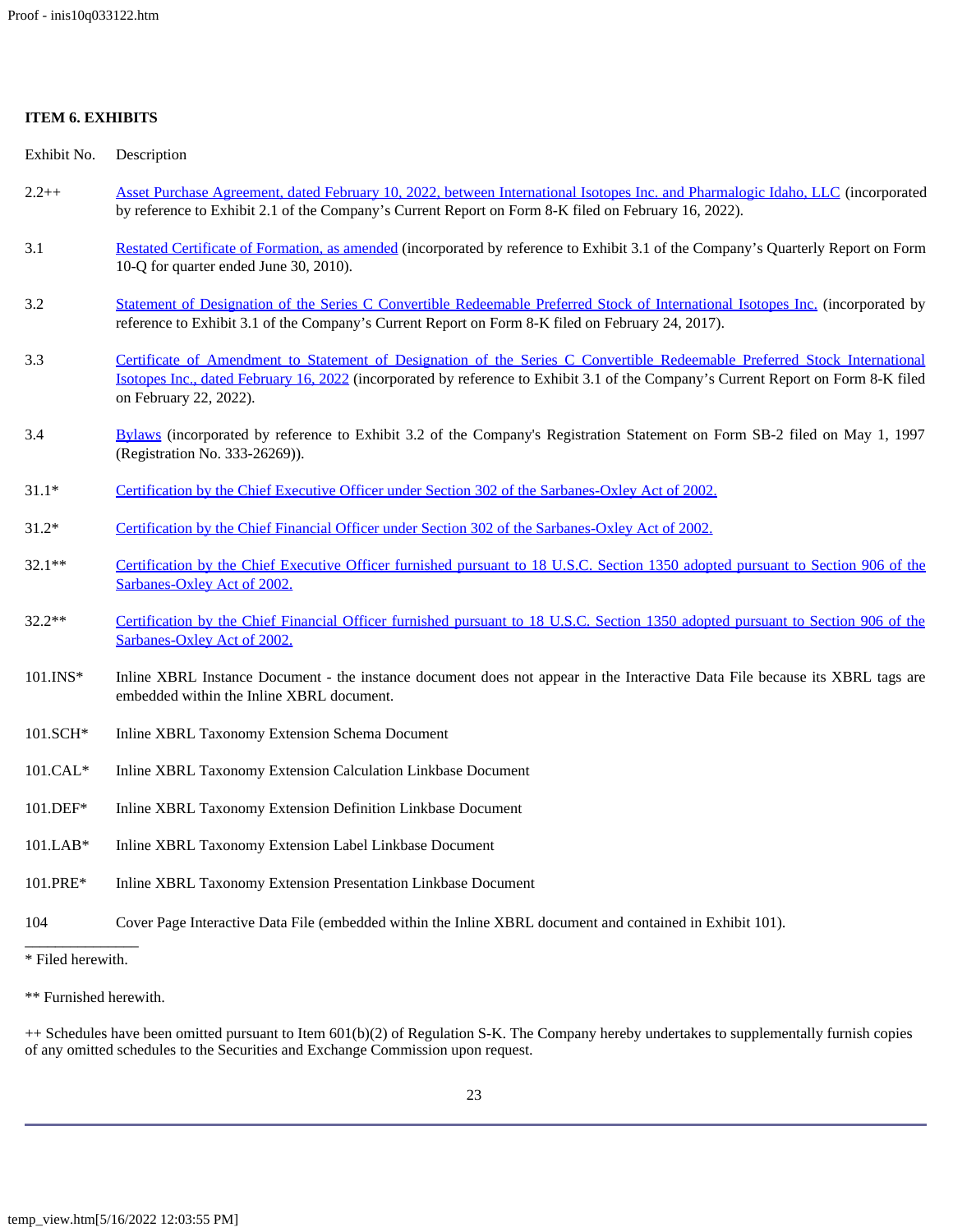**ITEM 6. EXHIBITS**

| Exhibit No. | Description |
| --- | --- |
| 2.2++ | Asset Purchase Agreement, dated February 10, 2022, between International Isotopes Inc. and Pharmalogic Idaho, LLC (incorporated by reference to Exhibit 2.1 of the Company's Current Report on Form 8-K filed on February 16, 2022). |
| 3.1 | Restated Certificate of Formation, as amended (incorporated by reference to Exhibit 3.1 of the Company's Quarterly Report on Form 10-Q for quarter ended June 30, 2010). |
| 3.2 | Statement of Designation of the Series C Convertible Redeemable Preferred Stock of International Isotopes Inc. (incorporated by reference to Exhibit 3.1 of the Company's Current Report on Form 8-K filed on February 24, 2017). |
| 3.3 | Certificate of Amendment to Statement of Designation of the Series C Convertible Redeemable Preferred Stock International Isotopes Inc., dated February 16, 2022 (incorporated by reference to Exhibit 3.1 of the Company's Current Report on Form 8-K filed on February 22, 2022). |
| 3.4 | Bylaws (incorporated by reference to Exhibit 3.2 of the Company's Registration Statement on Form SB-2 filed on May 1, 1997 (Registration No. 333-26269)). |
| 31.1* | Certification by the Chief Executive Officer under Section 302 of the Sarbanes-Oxley Act of 2002. |
| 31.2* | Certification by the Chief Financial Officer under Section 302 of the Sarbanes-Oxley Act of 2002. |
| 32.1** | Certification by the Chief Executive Officer furnished pursuant to 18 U.S.C. Section 1350 adopted pursuant to Section 906 of the Sarbanes-Oxley Act of 2002. |
| 32.2** | Certification by the Chief Financial Officer furnished pursuant to 18 U.S.C. Section 1350 adopted pursuant to Section 906 of the Sarbanes-Oxley Act of 2002. |
| 101.INS* | Inline XBRL Instance Document - the instance document does not appear in the Interactive Data File because its XBRL tags are embedded within the Inline XBRL document. |
| 101.SCH* | Inline XBRL Taxonomy Extension Schema Document |
| 101.CAL* | Inline XBRL Taxonomy Extension Calculation Linkbase Document |
| 101.DEF* | Inline XBRL Taxonomy Extension Definition Linkbase Document |
| 101.LAB* | Inline XBRL Taxonomy Extension Label Linkbase Document |
| 101.PRE* | Inline XBRL Taxonomy Extension Presentation Linkbase Document |
| 104 | Cover Page Interactive Data File (embedded within the Inline XBRL document and contained in Exhibit 101). |

* Filed herewith.

** Furnished herewith.

++ Schedules have been omitted pursuant to Item 601(b)(2) of Regulation S-K. The Company hereby undertakes to supplementally furnish copies of any omitted schedules to the Securities and Exchange Commission upon request.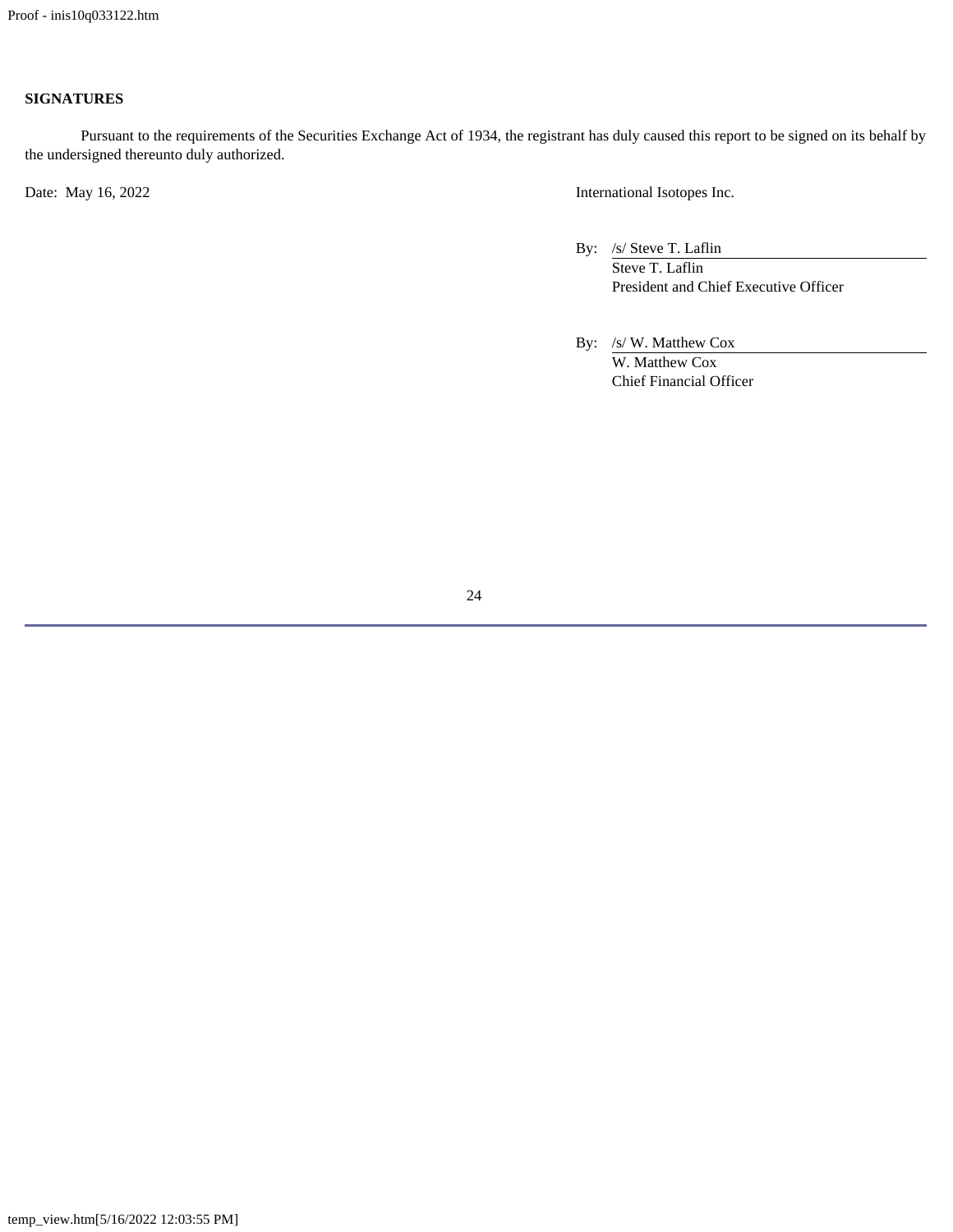**SIGNATURES**

Pursuant to the requirements of the Securities Exchange Act of 1934, the registrant has duly caused this report to be signed on its behalf by the undersigned thereunto duly authorized.

Date: May 16, 2022

International Isotopes Inc.

By: /s/ Steve T. Laflin
Steve T. Laflin
President and Chief Executive Officer

By: /s/ W. Matthew Cox
W. Matthew Cox
Chief Financial Officer